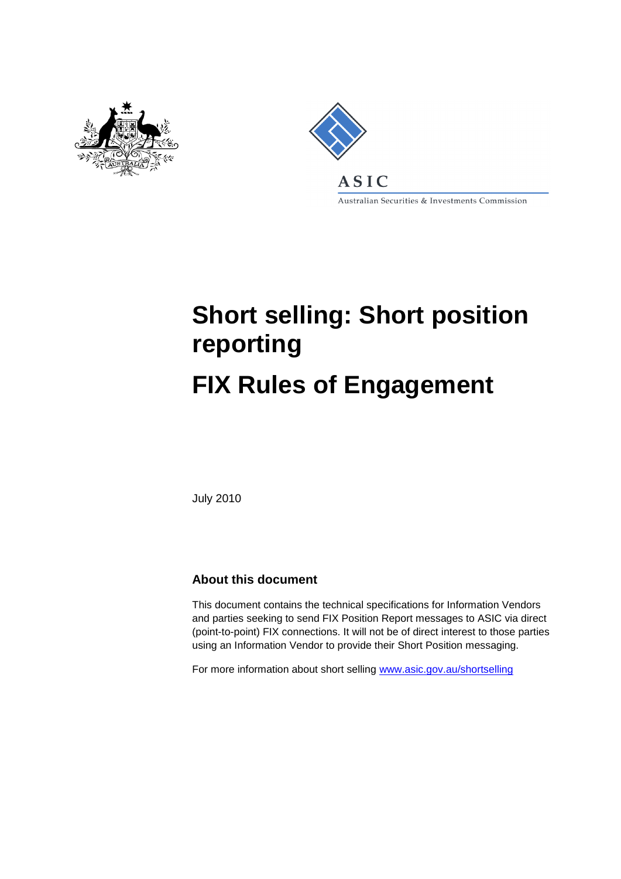ASIC

Australian Securities & Investments Commission

# Short selling: Short position reporting

# FIX Rules of Engagement

July 2010

## About this document

This document contains the technical specifications for Information Vendors and parties seeking to send FIX Position Report messages to ASIC via direct (point-to-point) FIX connections. It will not be of direct interest to those parties using an Information Vendor to provide their Short Position messaging.

For more information about short selling www.asic.gov.au/shortselling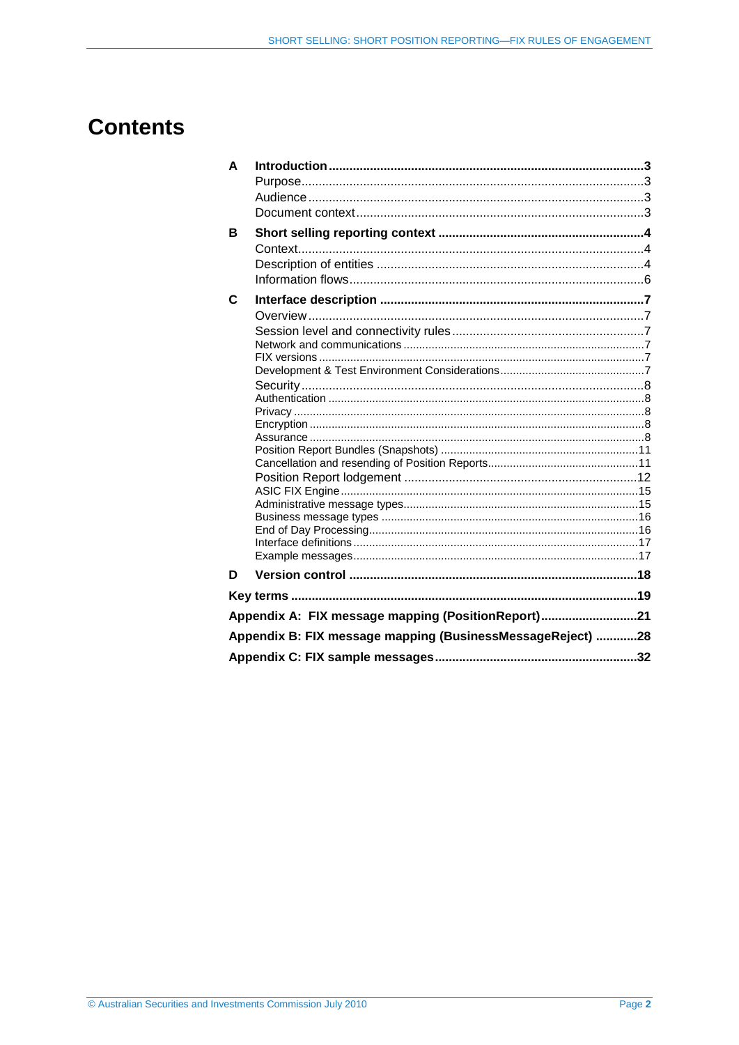# Contents

| | | |
|---|---|---|
| **A** | **Introduction** | **3** |
| | Purpose | 3 |
| | Audience | 3 |
| | Document context | 3 |
| **B** | **Short selling reporting context** | **4** |
| | Context | 4 |
| | Description of entities | 4 |
| | Information flows | 6 |
| **C** | **Interface description** | **7** |
| | Overview | 7 |
| | Session level and connectivity rules | 7 |
| | Network and communications | 7 |
| | FIX versions | 7 |
| | Development & Test Environment Considerations | 7 |
| | Security | 8 |
| | Authentication | 8 |
| | Privacy | 8 |
| | Encryption | 8 |
| | Assurance | 8 |
| | Position Report Bundles (Snapshots) | 11 |
| | Cancellation and resending of Position Reports | 11 |
| | Position Report lodgement | 12 |
| | ASIC FIX Engine | 15 |
| | Administrative message types | 15 |
| | Business message types | 16 |
| | End of Day Processing | 16 |
| | Interface definitions | 17 |
| | Example messages | 17 |
| **D** | **Version control** | **18** |
| **Key terms** | | **19** |
| **Appendix A: FIX message mapping (PositionReport)** | | **21** |
| **Appendix B: FIX message mapping (BusinessMessageReject)** | | **28** |
| **Appendix C: FIX sample messages** | | **32** |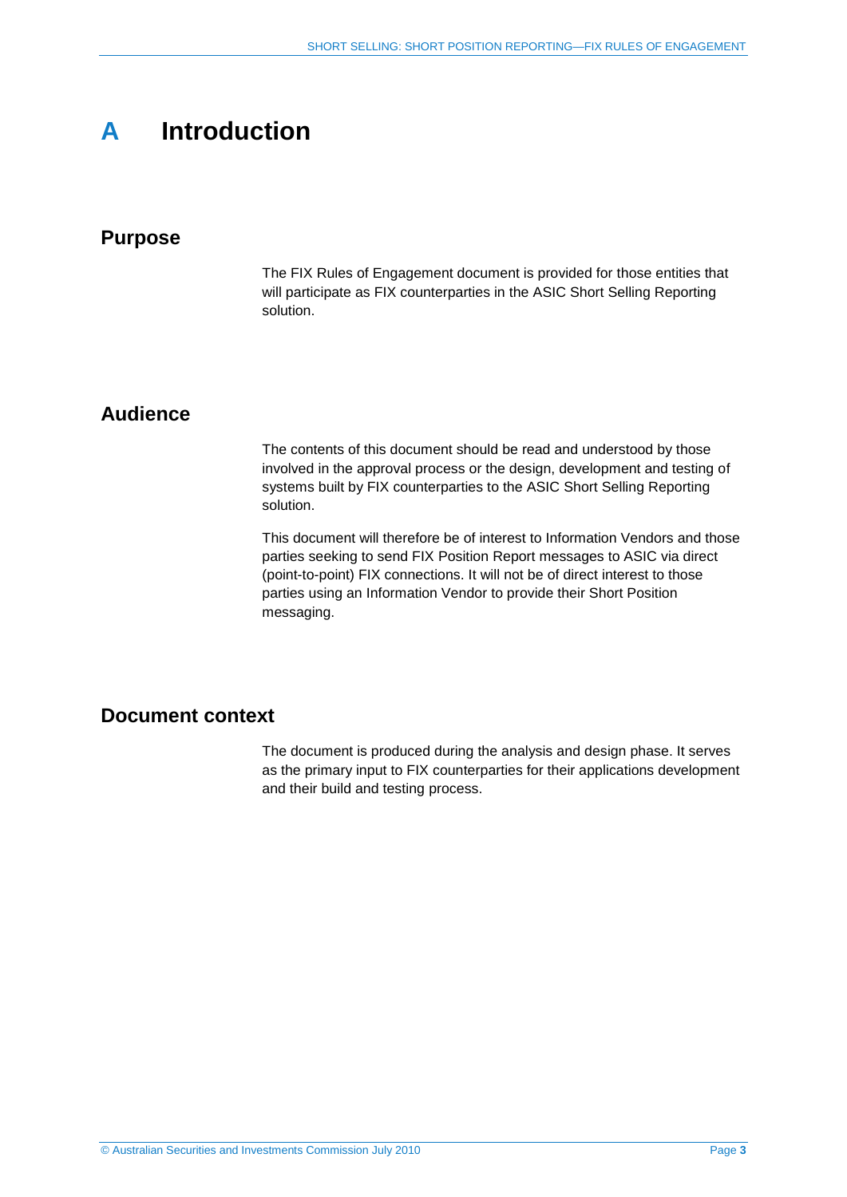# A Introduction

## Purpose

The FIX Rules of Engagement document is provided for those entities that will participate as FIX counterparties in the ASIC Short Selling Reporting solution.

## Audience

The contents of this document should be read and understood by those involved in the approval process or the design, development and testing of systems built by FIX counterparties to the ASIC Short Selling Reporting solution.

This document will therefore be of interest to Information Vendors and those parties seeking to send FIX Position Report messages to ASIC via direct (point-to-point) FIX connections. It will not be of direct interest to those parties using an Information Vendor to provide their Short Position messaging.

## Document context

The document is produced during the analysis and design phase. It serves as the primary input to FIX counterparties for their applications development and their build and testing process.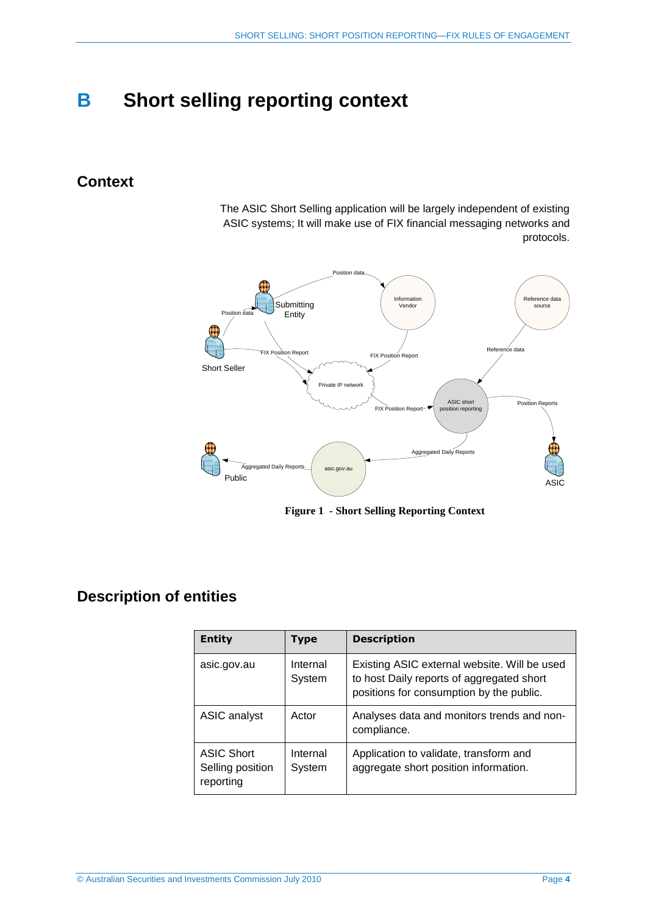# B Short selling reporting context

## Context

The ASIC Short Selling application will be largely independent of existing ASIC systems; It will make use of FIX financial messaging networks and protocols.

**Figure 1 - Short Selling Reporting Context**

## Description of entities

| Entity | Type | Description |
| --- | --- | --- |
| asic.gov.au | Internal System | Existing ASIC external website. Will be used to host Daily reports of aggregated short positions for consumption by the public. |
| ASIC analyst | Actor | Analyses data and monitors trends and non-compliance. |
| ASIC Short Selling position reporting | Internal System | Application to validate, transform and aggregate short position information. |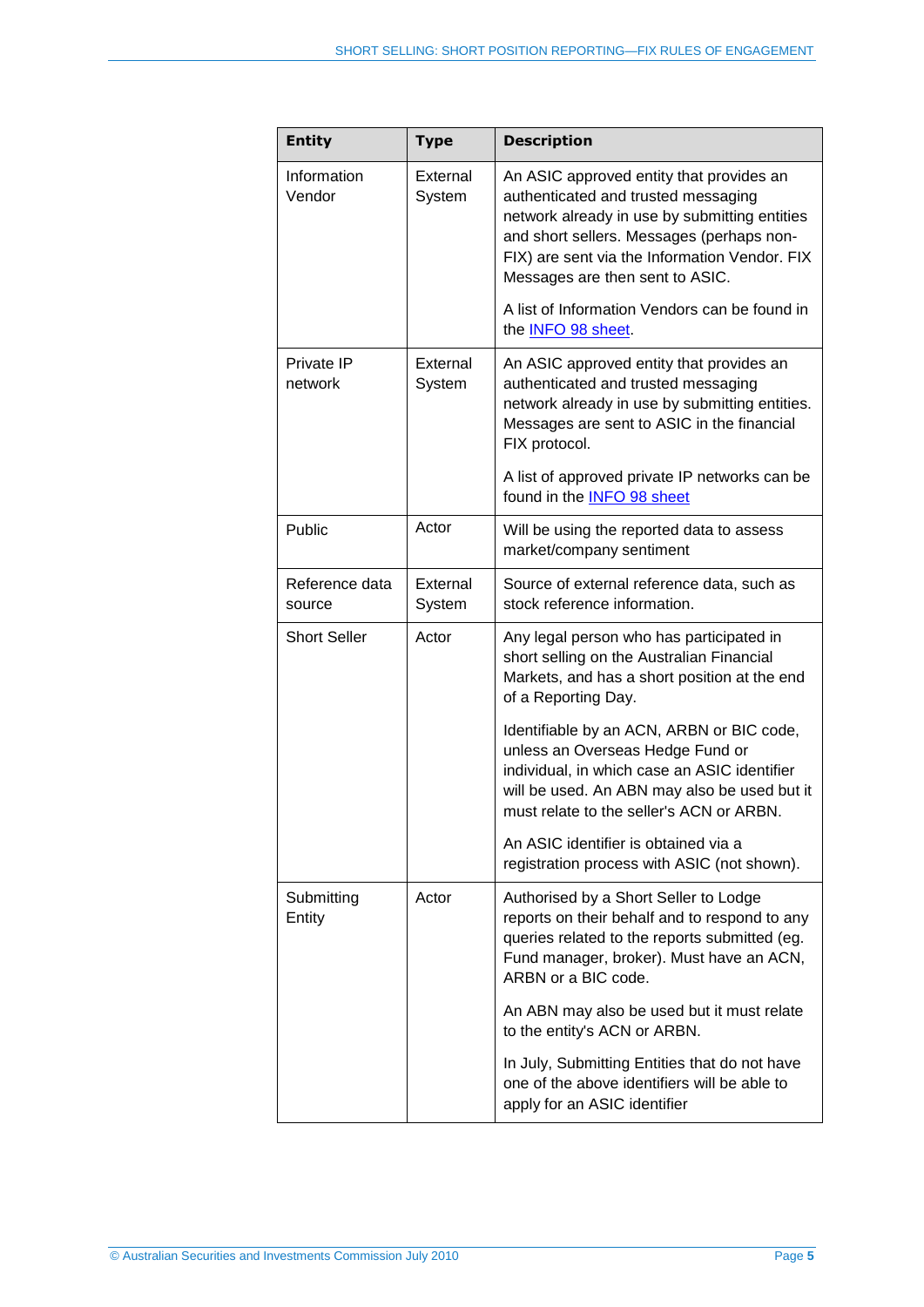| Entity | Type | Description |
| --- | --- | --- |
| Information Vendor | External System | An ASIC approved entity that provides an authenticated and trusted messaging network already in use by submitting entities and short sellers. Messages (perhaps non-FIX) are sent via the Information Vendor. FIX Messages are then sent to ASIC.<br><br>A list of Information Vendors can be found in the INFO 98 sheet. |
| Private IP network | External System | An ASIC approved entity that provides an authenticated and trusted messaging network already in use by submitting entities. Messages are sent to ASIC in the financial FIX protocol.<br><br>A list of approved private IP networks can be found in the INFO 98 sheet |
| Public | Actor | Will be using the reported data to assess market/company sentiment |
| Reference data source | External System | Source of external reference data, such as stock reference information. |
| Short Seller | Actor | Any legal person who has participated in short selling on the Australian Financial Markets, and has a short position at the end of a Reporting Day.<br><br>Identifiable by an ACN, ARBN or BIC code, unless an Overseas Hedge Fund or individual, in which case an ASIC identifier will be used. An ABN may also be used but it must relate to the seller's ACN or ARBN.<br><br>An ASIC identifier is obtained via a registration process with ASIC (not shown). |
| Submitting Entity | Actor | Authorised by a Short Seller to Lodge reports on their behalf and to respond to any queries related to the reports submitted (eg. Fund manager, broker). Must have an ACN, ARBN or a BIC code.<br><br>An ABN may also be used but it must relate to the entity's ACN or ARBN.<br><br>In July, Submitting Entities that do not have one of the above identifiers will be able to apply for an ASIC identifier |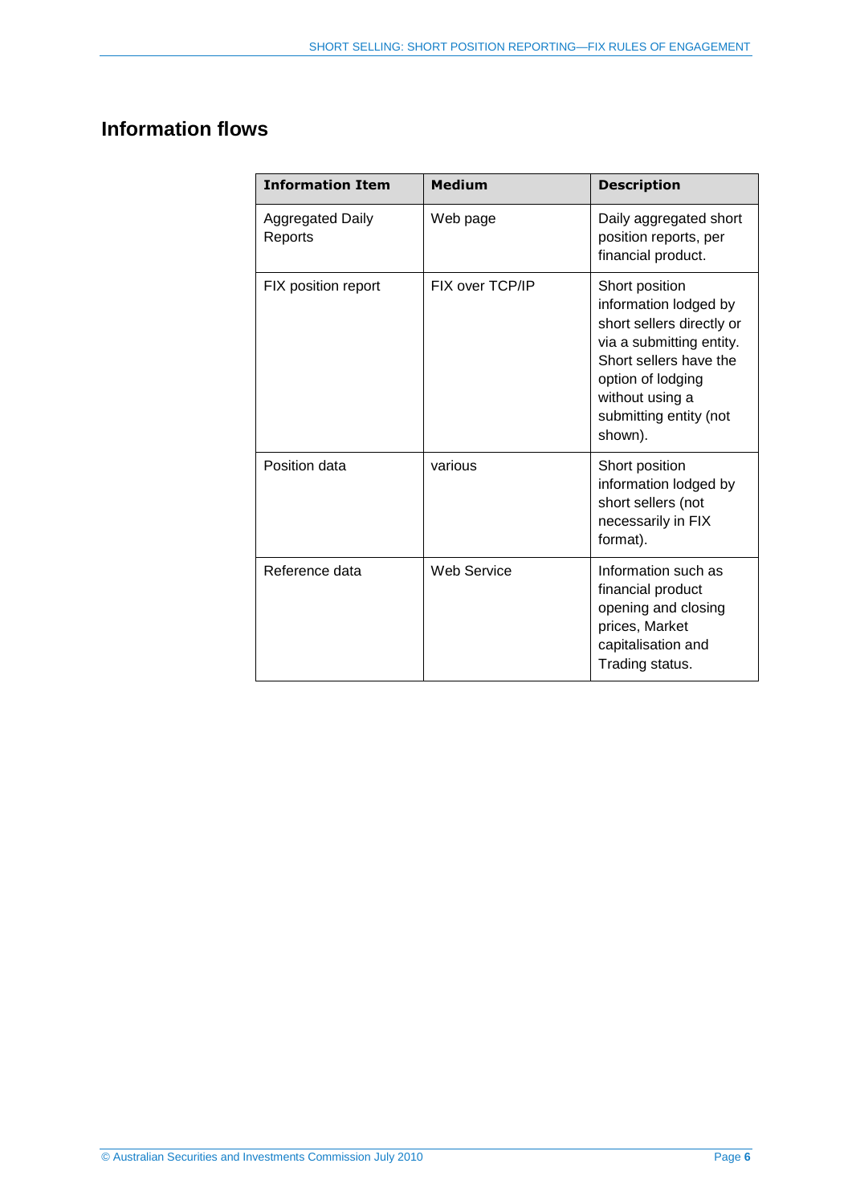## Information flows

| Information Item | Medium | Description |
|---|---|---|
| Aggregated Daily Reports | Web page | Daily aggregated short position reports, per financial product. |
| FIX position report | FIX over TCP/IP | Short position information lodged by short sellers directly or via a submitting entity. Short sellers have the option of lodging without using a submitting entity (not shown). |
| Position data | various | Short position information lodged by short sellers (not necessarily in FIX format). |
| Reference data | Web Service | Information such as financial product opening and closing prices, Market capitalisation and Trading status. |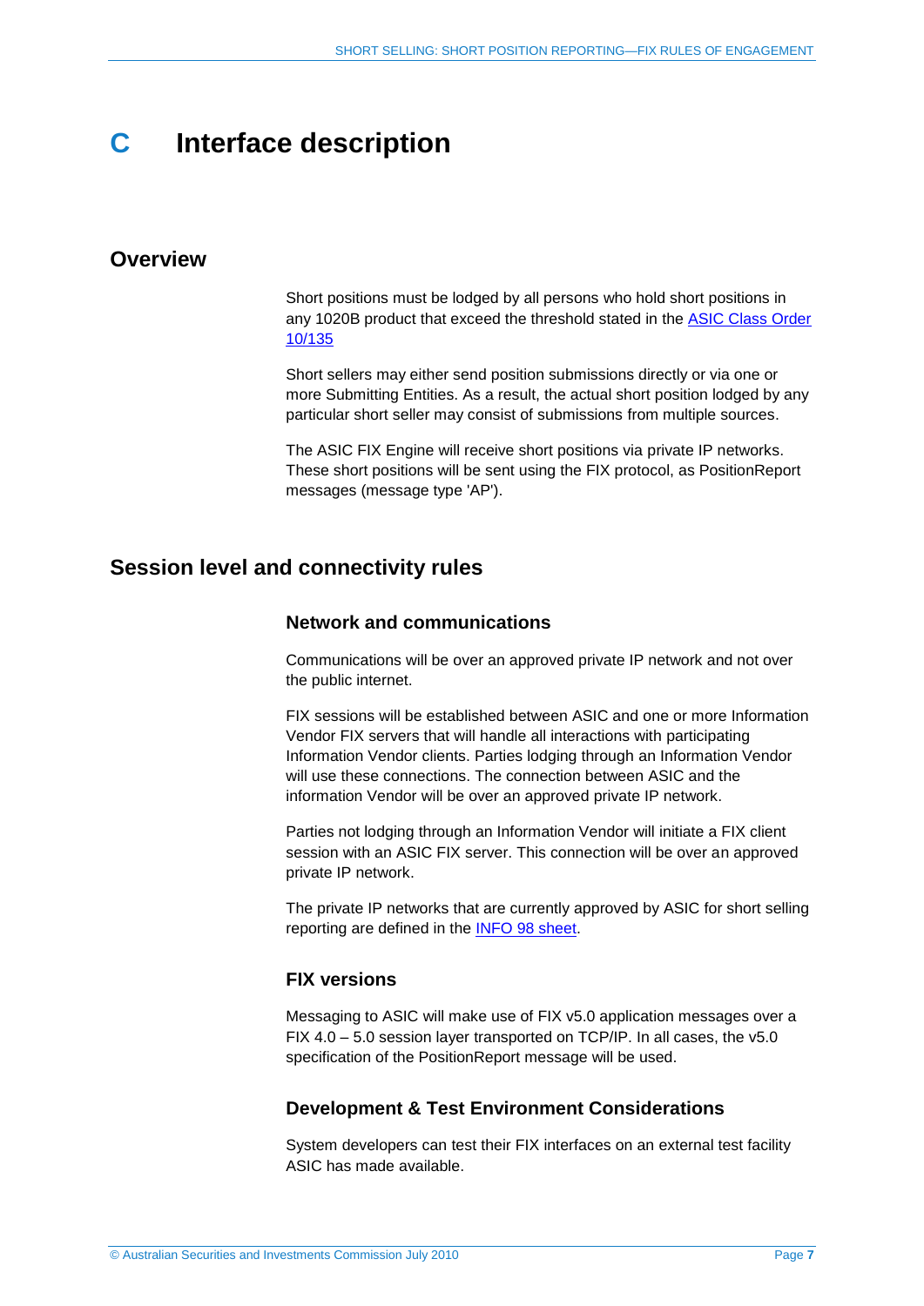# C Interface description

## Overview

Short positions must be lodged by all persons who hold short positions in any 1020B product that exceed the threshold stated in the ASIC Class Order 10/135

Short sellers may either send position submissions directly or via one or more Submitting Entities. As a result, the actual short position lodged by any particular short seller may consist of submissions from multiple sources.

The ASIC FIX Engine will receive short positions via private IP networks. These short positions will be sent using the FIX protocol, as PositionReport messages (message type 'AP').

## Session level and connectivity rules

### Network and communications

Communications will be over an approved private IP network and not over the public internet.

FIX sessions will be established between ASIC and one or more Information Vendor FIX servers that will handle all interactions with participating Information Vendor clients. Parties lodging through an Information Vendor will use these connections. The connection between ASIC and the information Vendor will be over an approved private IP network.

Parties not lodging through an Information Vendor will initiate a FIX client session with an ASIC FIX server. This connection will be over an approved private IP network.

The private IP networks that are currently approved by ASIC for short selling reporting are defined in the INFO 98 sheet.

### FIX versions

Messaging to ASIC will make use of FIX v5.0 application messages over a FIX 4.0 – 5.0 session layer transported on TCP/IP. In all cases, the v5.0 specification of the PositionReport message will be used.

### Development & Test Environment Considerations

System developers can test their FIX interfaces on an external test facility ASIC has made available.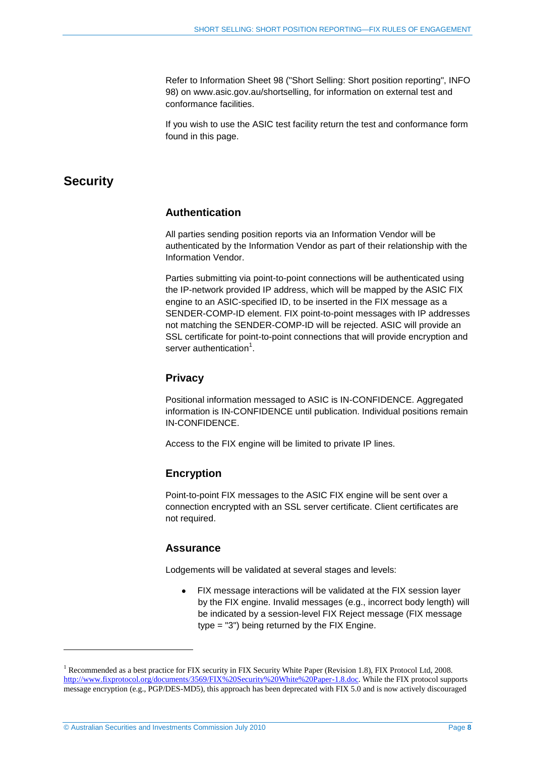Refer to Information Sheet 98 ("Short Selling: Short position reporting", INFO 98) on www.asic.gov.au/shortselling, for information on external test and conformance facilities.

If you wish to use the ASIC test facility return the test and conformance form found in this page.

## Security

### Authentication

All parties sending position reports via an Information Vendor will be authenticated by the Information Vendor as part of their relationship with the Information Vendor.

Parties submitting via point-to-point connections will be authenticated using the IP-network provided IP address, which will be mapped by the ASIC FIX engine to an ASIC-specified ID, to be inserted in the FIX message as a SENDER-COMP-ID element. FIX point-to-point messages with IP addresses not matching the SENDER-COMP-ID will be rejected. ASIC will provide an SSL certificate for point-to-point connections that will provide encryption and server authentication[1].

### Privacy

Positional information messaged to ASIC is IN-CONFIDENCE. Aggregated information is IN-CONFIDENCE until publication. Individual positions remain IN-CONFIDENCE.

Access to the FIX engine will be limited to private IP lines.

### Encryption

Point-to-point FIX messages to the ASIC FIX engine will be sent over a connection encrypted with an SSL server certificate. Client certificates are not required.

### Assurance

Lodgements will be validated at several stages and levels:

- FIX message interactions will be validated at the FIX session layer by the FIX engine. Invalid messages (e.g., incorrect body length) will be indicated by a session-level FIX Reject message (FIX message type = "3") being returned by the FIX Engine.

---

[1] Recommended as a best practice for FIX security in FIX Security White Paper (Revision 1.8), FIX Protocol Ltd, 2008. http://www.fixprotocol.org/documents/3569/FIX%20Security%20White%20Paper-1.8.doc. While the FIX protocol supports message encryption (e.g., PGP/DES-MD5), this approach has been deprecated with FIX 5.0 and is now actively discouraged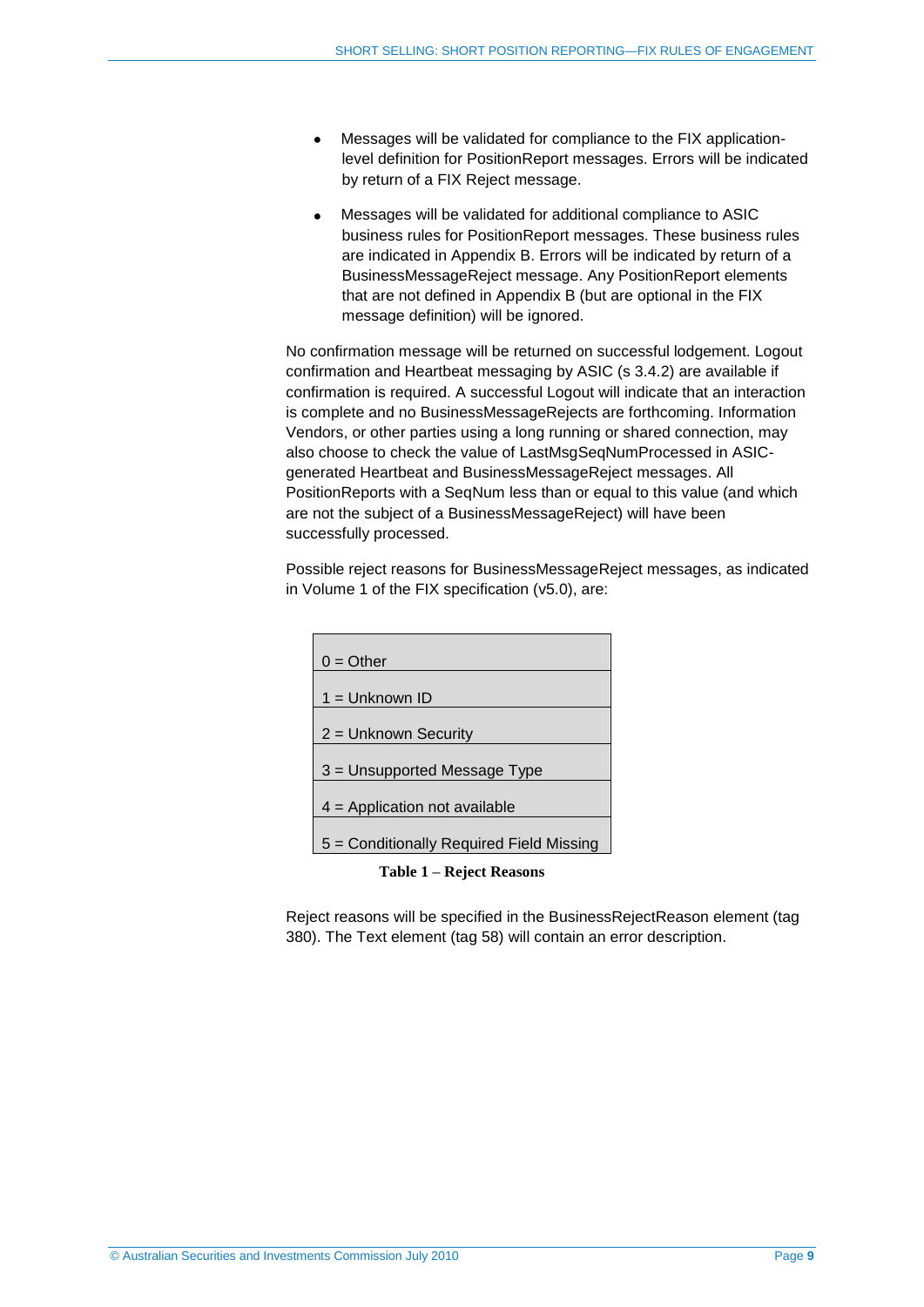- Messages will be validated for compliance to the FIX application-level definition for PositionReport messages. Errors will be indicated by return of a FIX Reject message.

- Messages will be validated for additional compliance to ASIC business rules for PositionReport messages. These business rules are indicated in Appendix B. Errors will be indicated by return of a BusinessMessageReject message. Any PositionReport elements that are not defined in Appendix B (but are optional in the FIX message definition) will be ignored.

No confirmation message will be returned on successful lodgement. Logout confirmation and Heartbeat messaging by ASIC (s 3.4.2) are available if confirmation is required. A successful Logout will indicate that an interaction is complete and no BusinessMessageRejects are forthcoming. Information Vendors, or other parties using a long running or shared connection, may also choose to check the value of LastMsgSeqNumProcessed in ASIC-generated Heartbeat and BusinessMessageReject messages. All PositionReports with a SeqNum less than or equal to this value (and which are not the subject of a BusinessMessageReject) will have been successfully processed.

Possible reject reasons for BusinessMessageReject messages, as indicated in Volume 1 of the FIX specification (v5.0), are:

| |
|---|
| 0 = Other |
| 1 = Unknown ID |
| 2 = Unknown Security |
| 3 = Unsupported Message Type |
| 4 = Application not available |
| 5 = Conditionally Required Field Missing |

**Table 1 – Reject Reasons**

Reject reasons will be specified in the BusinessRejectReason element (tag 380). The Text element (tag 58) will contain an error description.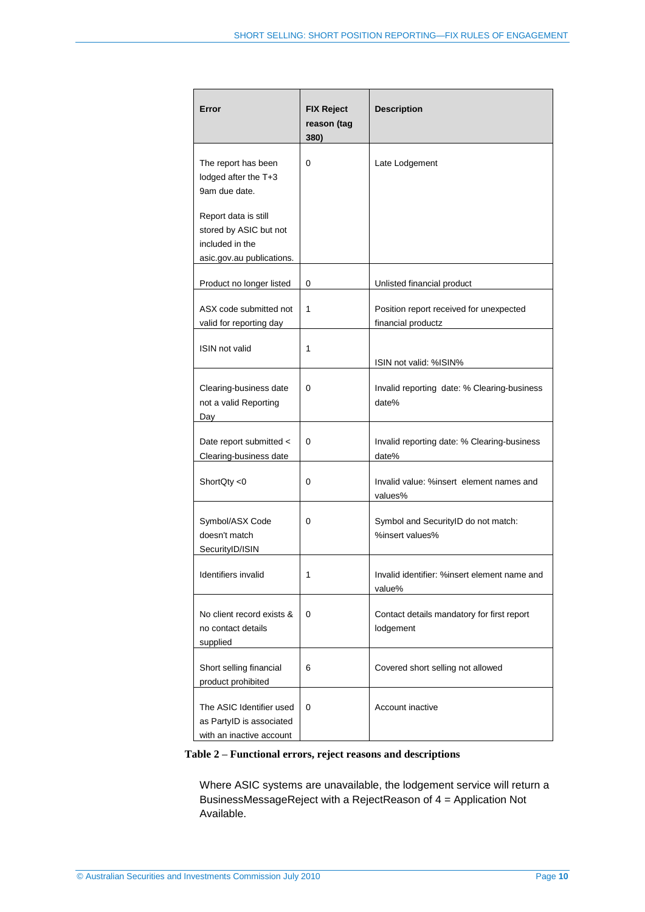| Error | FIX Reject reason (tag 380) | Description |
| --- | --- | --- |
| The report has been lodged after the T+3 9am due date.<br><br>Report data is still stored by ASIC but not included in the asic.gov.au publications. | 0 | Late Lodgement |
| Product no longer listed | 0 | Unlisted financial product |
| ASX code submitted not valid for reporting day | 1 | Position report received for unexpected financial productz |
| ISIN not valid | 1 | ISIN not valid: %ISIN% |
| Clearing-business date not a valid Reporting Day | 0 | Invalid reporting date: % Clearing-business date% |
| Date report submitted < Clearing-business date | 0 | Invalid reporting date: % Clearing-business date% |
| ShortQty <0 | 0 | Invalid value: %insert element names and values% |
| Symbol/ASX Code doesn't match SecurityID/ISIN | 0 | Symbol and SecurityID do not match: %insert values% |
| Identifiers invalid | 1 | Invalid identifier: %insert element name and value% |
| No client record exists & no contact details supplied | 0 | Contact details mandatory for first report lodgement |
| Short selling financial product prohibited | 6 | Covered short selling not allowed |
| The ASIC Identifier used as PartyID is associated with an inactive account | 0 | Account inactive |

**Table 2 – Functional errors, reject reasons and descriptions**

Where ASIC systems are unavailable, the lodgement service will return a BusinessMessageReject with a RejectReason of 4 = Application Not Available.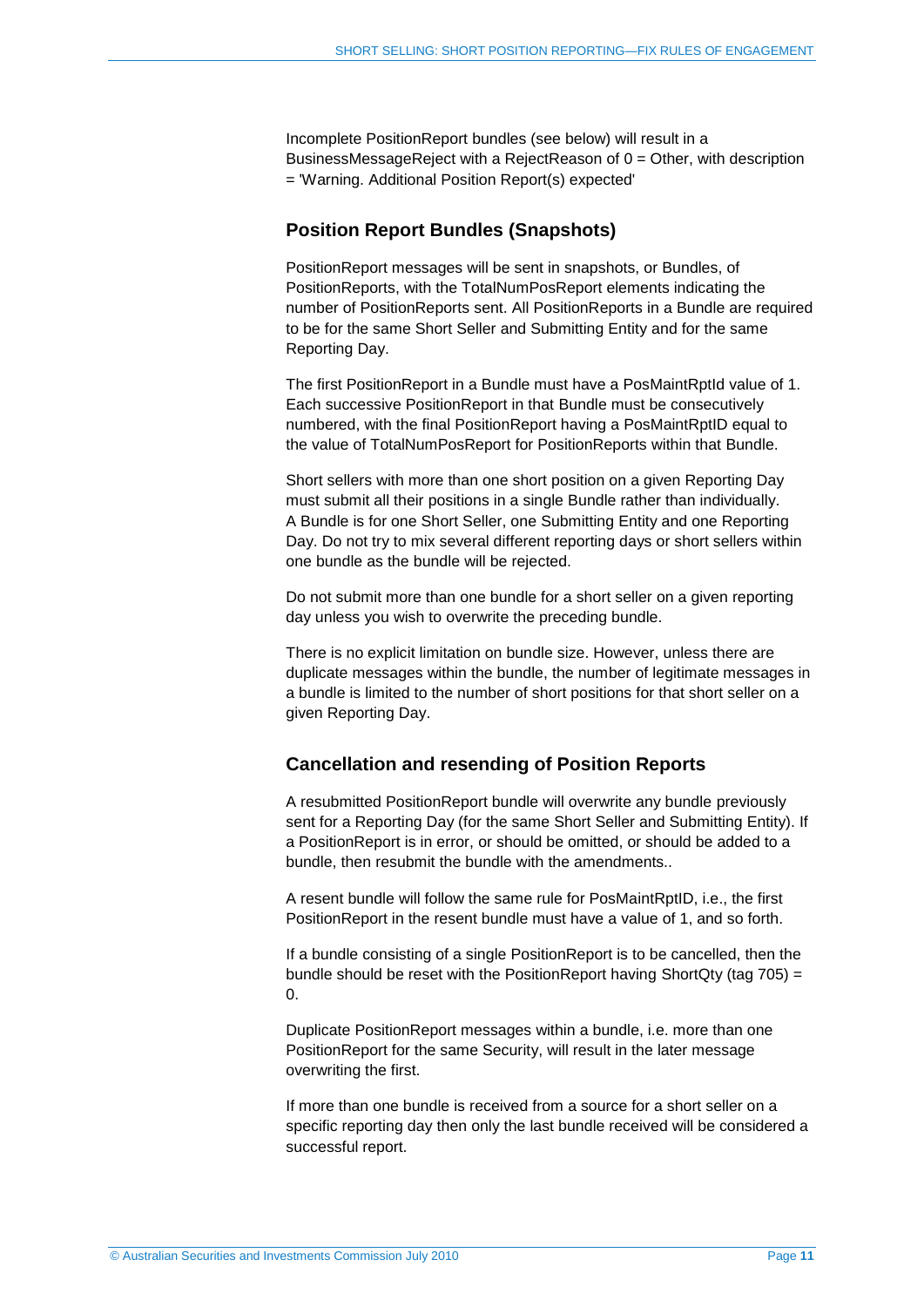Incomplete PositionReport bundles (see below) will result in a BusinessMessageReject with a RejectReason of 0 = Other, with description = 'Warning. Additional Position Report(s) expected'

## Position Report Bundles (Snapshots)

PositionReport messages will be sent in snapshots, or Bundles, of PositionReports, with the TotalNumPosReport elements indicating the number of PositionReports sent. All PositionReports in a Bundle are required to be for the same Short Seller and Submitting Entity and for the same Reporting Day.

The first PositionReport in a Bundle must have a PosMaintRptId value of 1. Each successive PositionReport in that Bundle must be consecutively numbered, with the final PositionReport having a PosMaintRptID equal to the value of TotalNumPosReport for PositionReports within that Bundle.

Short sellers with more than one short position on a given Reporting Day must submit all their positions in a single Bundle rather than individually. A Bundle is for one Short Seller, one Submitting Entity and one Reporting Day. Do not try to mix several different reporting days or short sellers within one bundle as the bundle will be rejected.

Do not submit more than one bundle for a short seller on a given reporting day unless you wish to overwrite the preceding bundle.

There is no explicit limitation on bundle size. However, unless there are duplicate messages within the bundle, the number of legitimate messages in a bundle is limited to the number of short positions for that short seller on a given Reporting Day.

## Cancellation and resending of Position Reports

A resubmitted PositionReport bundle will overwrite any bundle previously sent for a Reporting Day (for the same Short Seller and Submitting Entity). If a PositionReport is in error, or should be omitted, or should be added to a bundle, then resubmit the bundle with the amendments..

A resent bundle will follow the same rule for PosMaintRptID, i.e., the first PositionReport in the resent bundle must have a value of 1, and so forth.

If a bundle consisting of a single PositionReport is to be cancelled, then the bundle should be reset with the PositionReport having ShortQty (tag 705) = 0.

Duplicate PositionReport messages within a bundle, i.e. more than one PositionReport for the same Security, will result in the later message overwriting the first.

If more than one bundle is received from a source for a short seller on a specific reporting day then only the last bundle received will be considered a successful report.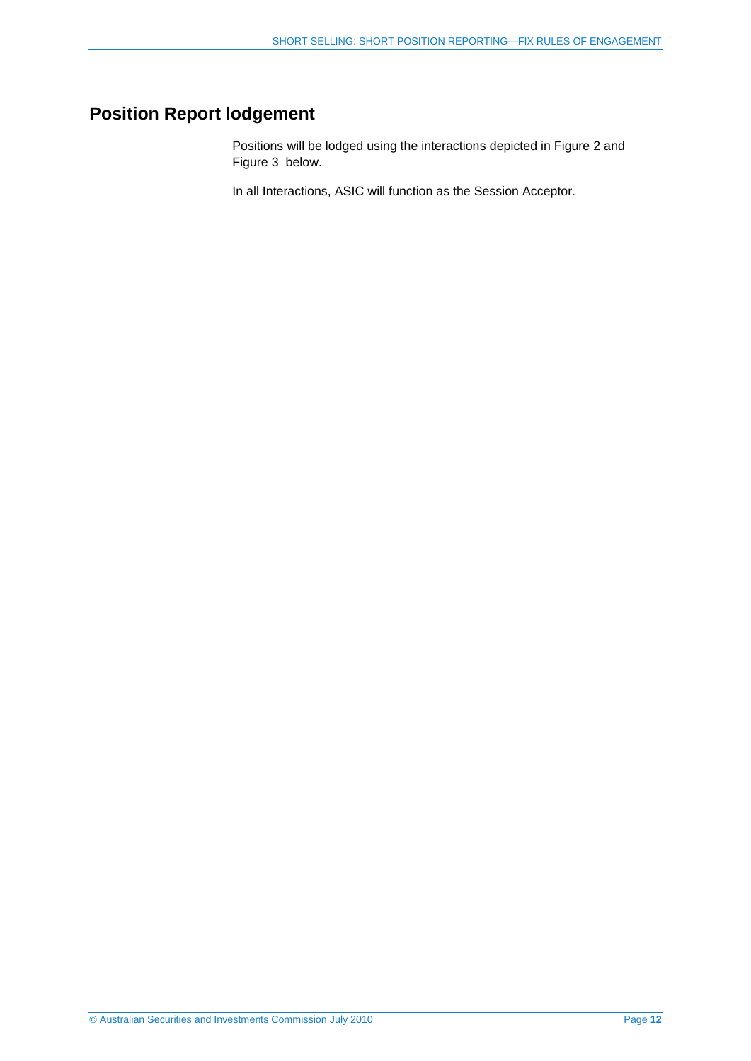## Position Report lodgement

Positions will be lodged using the interactions depicted in Figure 2 and Figure 3 below.

In all Interactions, ASIC will function as the Session Acceptor.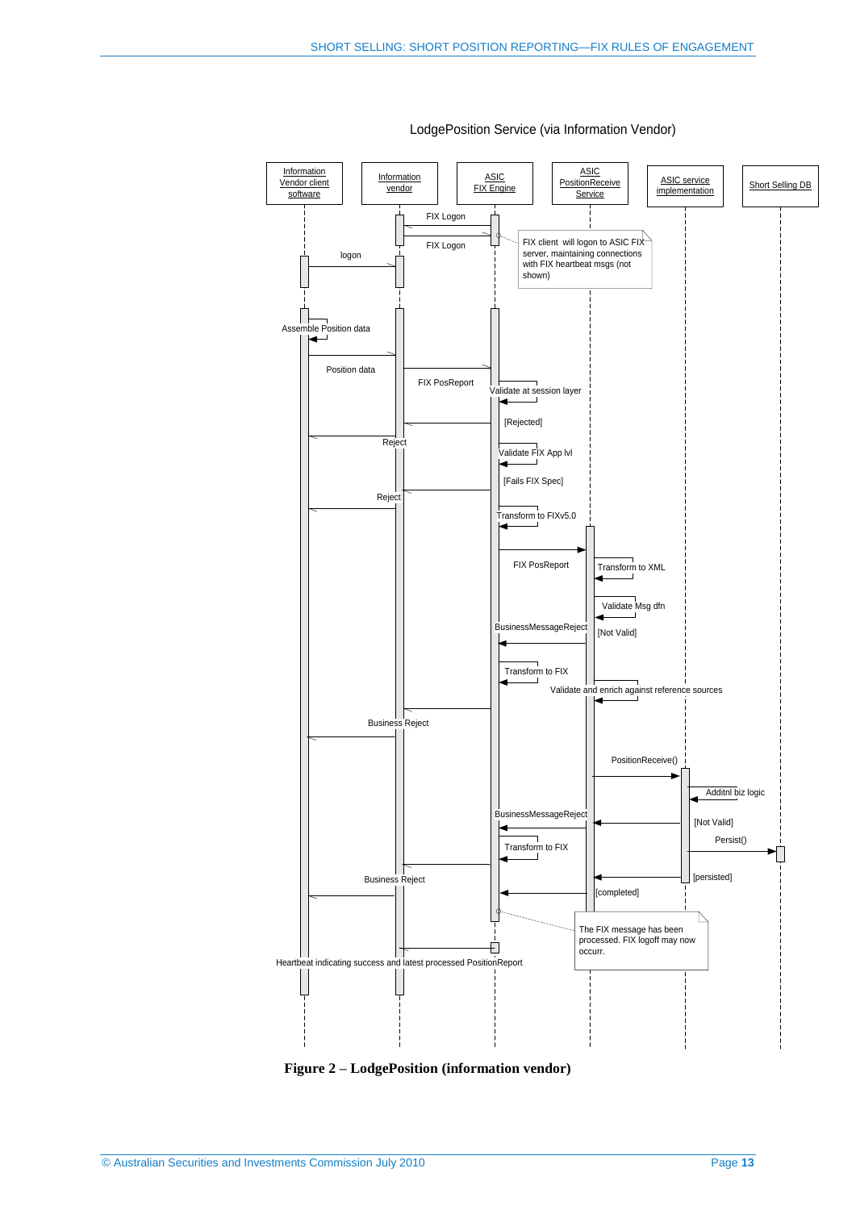LodgePosition Service (via Information Vendor)

Information Vendor client software | Information vendor | ASIC FIX Engine | ASIC PositionReceive Service | ASIC service implementation | Short Selling DB

FIX Logon

FIX Logon

FIX client will logon to ASIC FIX server, maintaining connections with FIX heartbeat msgs (not shown)

logon

Assemble Position data

Position data

FIX PosReport

Validate at session layer

[Rejected]

Reject

Validate FIX App lvl

[Fails FIX Spec]

Reject

Transform to FIXv5.0

FIX PosReport

Transform to XML

Validate Msg dfn

BusinessMessageReject

[Not Valid]

Transform to FIX

Validate and enrich against reference sources

Business Reject

PositionReceive()

Additnl biz logic

BusinessMessageReject

[Not Valid]

Transform to FIX

Persist()

Business Reject

[persisted]

[completed]

The FIX message has been processed. FIX logoff may now occurr.

Heartbeat indicating success and latest processed PositionReport

**Figure 2 – LodgePosition (information vendor)**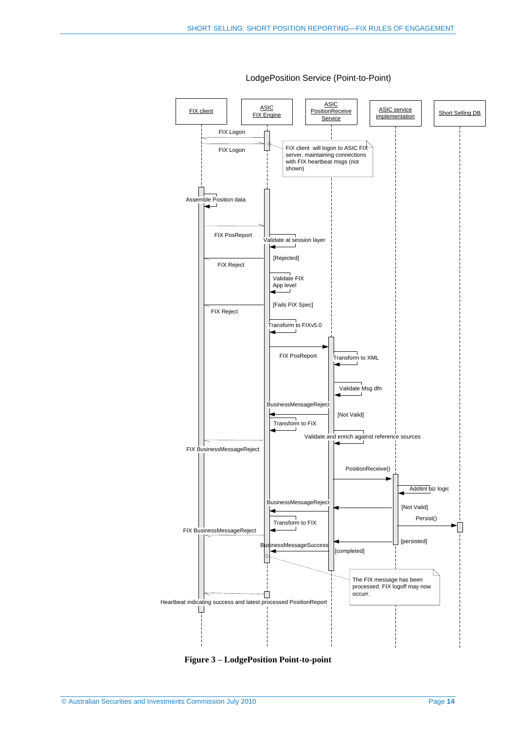LodgePosition Service (Point-to-Point)

FIX client | ASIC FIX Engine | ASIC PositionReceive Service | ASIC service implementation | Short Selling DB

FIX Logon

FIX Logon

FIX client will logon to ASIC FIX server, maintaining connections with FIX heartbeat msgs (not shown)

Assemble Position data

FIX PosReport

Validate at session layer

[Rejected]

FIX Reject

Validate FIX App level

[Fails FIX Spec]

FIX Reject

Transform to FIXv5.0

FIX PosReport

Transform to XML

Validate Msg dfn

BusinessMessageReject

[Not Valid]

Transform to FIX

Validate and enrich against reference sources

FIX BusinessMessageReject

PositionReceive()

Additnl biz logic

BusinessMessageReject

[Not Valid]

Persist()

Transform to FIX

FIX BusinessMessageReject

[persisted]

BusinessMessageSuccess

[completed]

The FIX message has been processed. FIX logoff may now occurr.

Heartbeat indicating success and latest processed PositionReport

**Figure 3 – LodgePosition Point-to-point**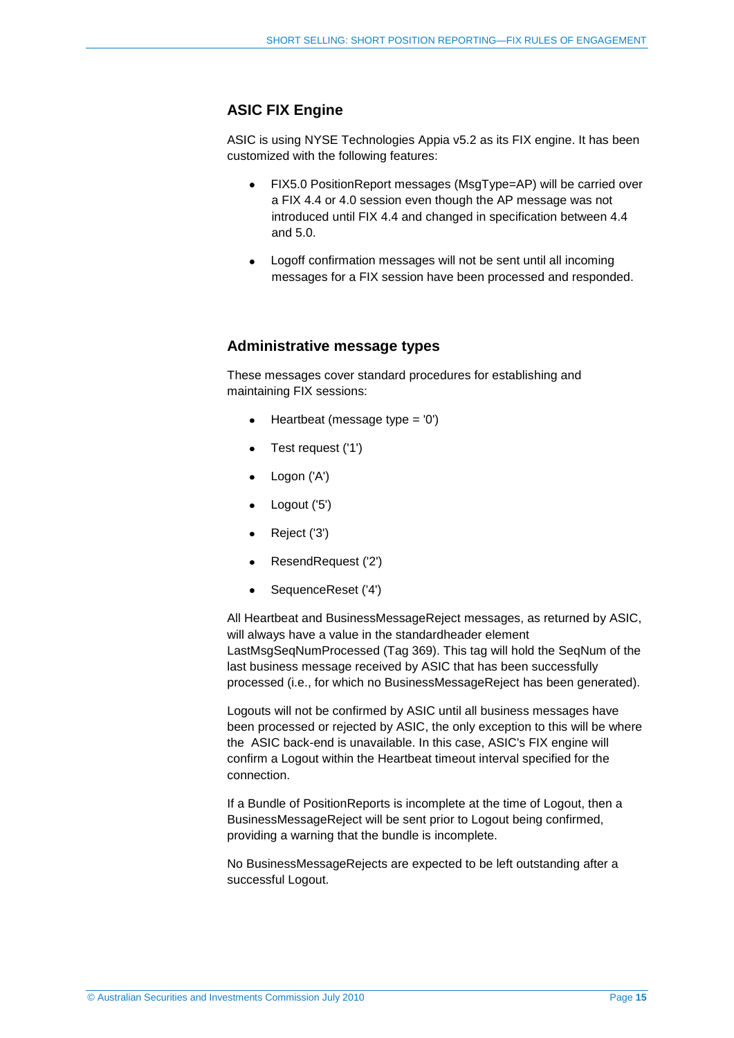## ASIC FIX Engine

ASIC is using NYSE Technologies Appia v5.2 as its FIX engine. It has been customized with the following features:

- FIX5.0 PositionReport messages (MsgType=AP) will be carried over a FIX 4.4 or 4.0 session even though the AP message was not introduced until FIX 4.4 and changed in specification between 4.4 and 5.0.
- Logoff confirmation messages will not be sent until all incoming messages for a FIX session have been processed and responded.

## Administrative message types

These messages cover standard procedures for establishing and maintaining FIX sessions:

- Heartbeat (message type = '0')
- Test request ('1')
- Logon ('A')
- Logout ('5')
- Reject ('3')
- ResendRequest ('2')
- SequenceReset ('4')

All Heartbeat and BusinessMessageReject messages, as returned by ASIC, will always have a value in the standardheader element LastMsgSeqNumProcessed (Tag 369). This tag will hold the SeqNum of the last business message received by ASIC that has been successfully processed (i.e., for which no BusinessMessageReject has been generated).

Logouts will not be confirmed by ASIC until all business messages have been processed or rejected by ASIC, the only exception to this will be where the ASIC back-end is unavailable. In this case, ASIC's FIX engine will confirm a Logout within the Heartbeat timeout interval specified for the connection.

If a Bundle of PositionReports is incomplete at the time of Logout, then a BusinessMessageReject will be sent prior to Logout being confirmed, providing a warning that the bundle is incomplete.

No BusinessMessageRejects are expected to be left outstanding after a successful Logout.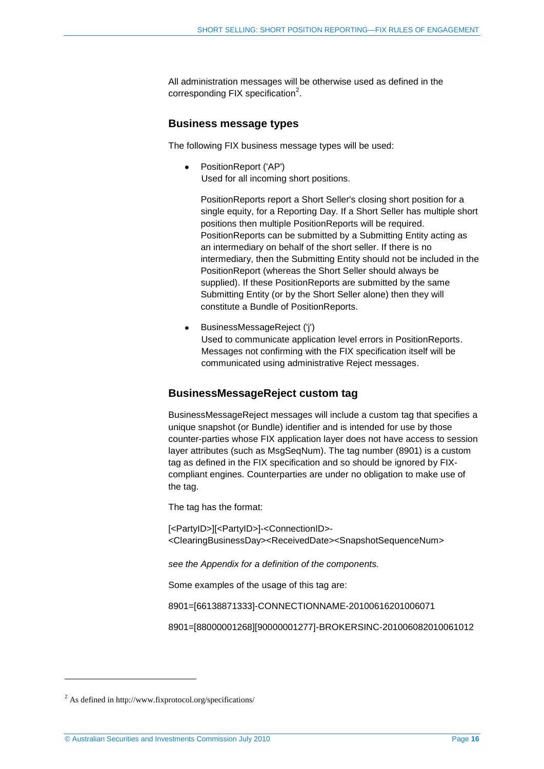All administration messages will be otherwise used as defined in the corresponding FIX specification[2].

## Business message types

The following FIX business message types will be used:

- PositionReport ('AP')
  Used for all incoming short positions.

  PositionReports report a Short Seller's closing short position for a single equity, for a Reporting Day. If a Short Seller has multiple short positions then multiple PositionReports will be required. PositionReports can be submitted by a Submitting Entity acting as an intermediary on behalf of the short seller. If there is no intermediary, then the Submitting Entity should not be included in the PositionReport (whereas the Short Seller should always be supplied). If these PositionReports are submitted by the same Submitting Entity (or by the Short Seller alone) then they will constitute a Bundle of PositionReports.

- BusinessMessageReject ('j')
  Used to communicate application level errors in PositionReports. Messages not confirming with the FIX specification itself will be communicated using administrative Reject messages.

## BusinessMessageReject custom tag

BusinessMessageReject messages will include a custom tag that specifies a unique snapshot (or Bundle) identifier and is intended for use by those counter-parties whose FIX application layer does not have access to session layer attributes (such as MsgSeqNum). The tag number (8901) is a custom tag as defined in the FIX specification and so should be ignored by FIX-compliant engines. Counterparties are under no obligation to make use of the tag.

The tag has the format:

[<PartyID>][<PartyID>]-<ConnectionID>-<ClearingBusinessDay><ReceivedDate><SnapshotSequenceNum>

*see the Appendix for a definition of the components.*

Some examples of the usage of this tag are:

8901=[66138871333]-CONNECTIONNAME-20100616201006071

8901=[88000001268][90000001277]-BROKERSINC-201006082010061012

---

[2] As defined in http://www.fixprotocol.org/specifications/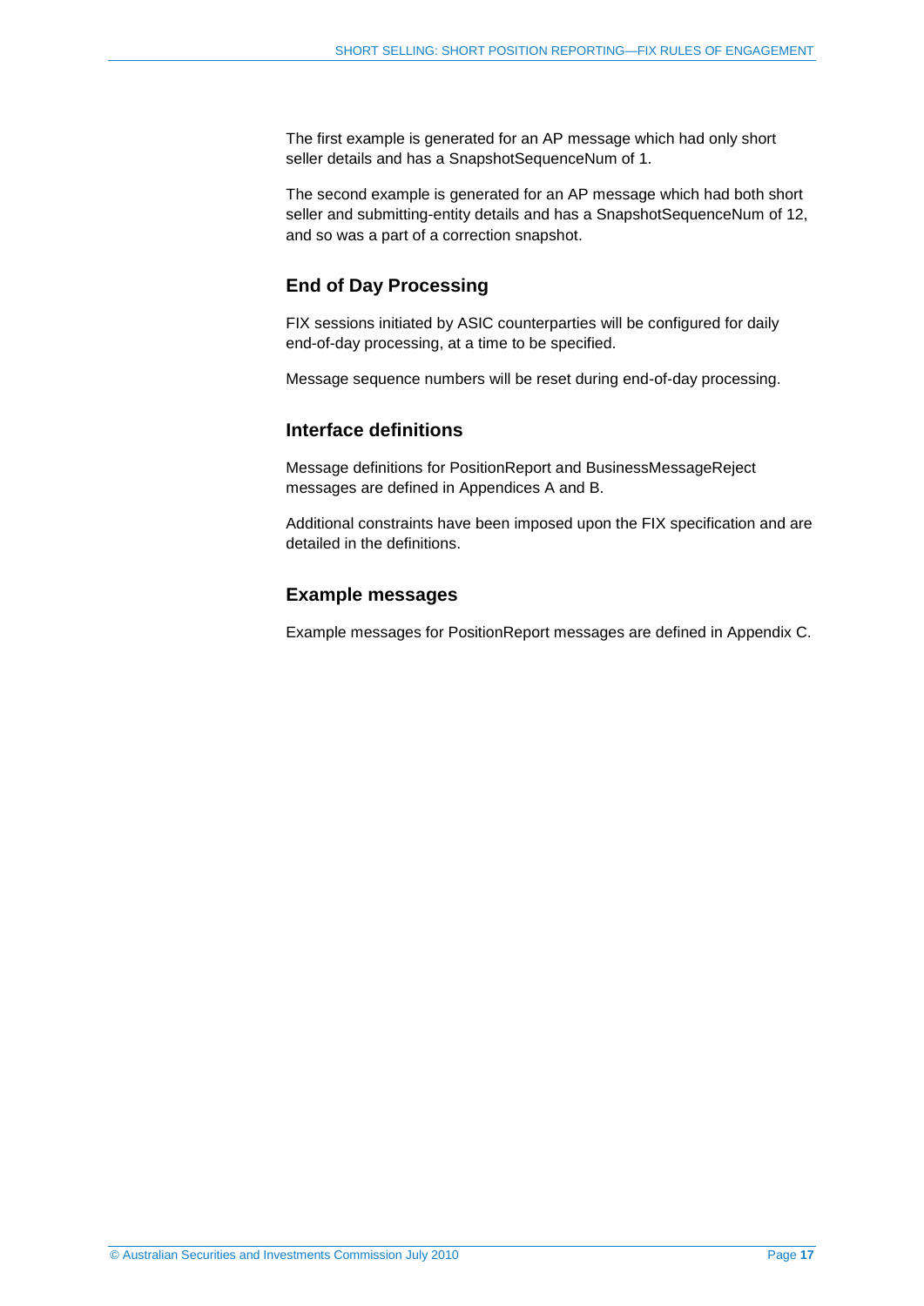The first example is generated for an AP message which had only short seller details and has a SnapshotSequenceNum of 1.

The second example is generated for an AP message which had both short seller and submitting-entity details and has a SnapshotSequenceNum of 12, and so was a part of a correction snapshot.

### End of Day Processing

FIX sessions initiated by ASIC counterparties will be configured for daily end-of-day processing, at a time to be specified.

Message sequence numbers will be reset during end-of-day processing.

### Interface definitions

Message definitions for PositionReport and BusinessMessageReject messages are defined in Appendices A and B.

Additional constraints have been imposed upon the FIX specification and are detailed in the definitions.

### Example messages

Example messages for PositionReport messages are defined in Appendix C.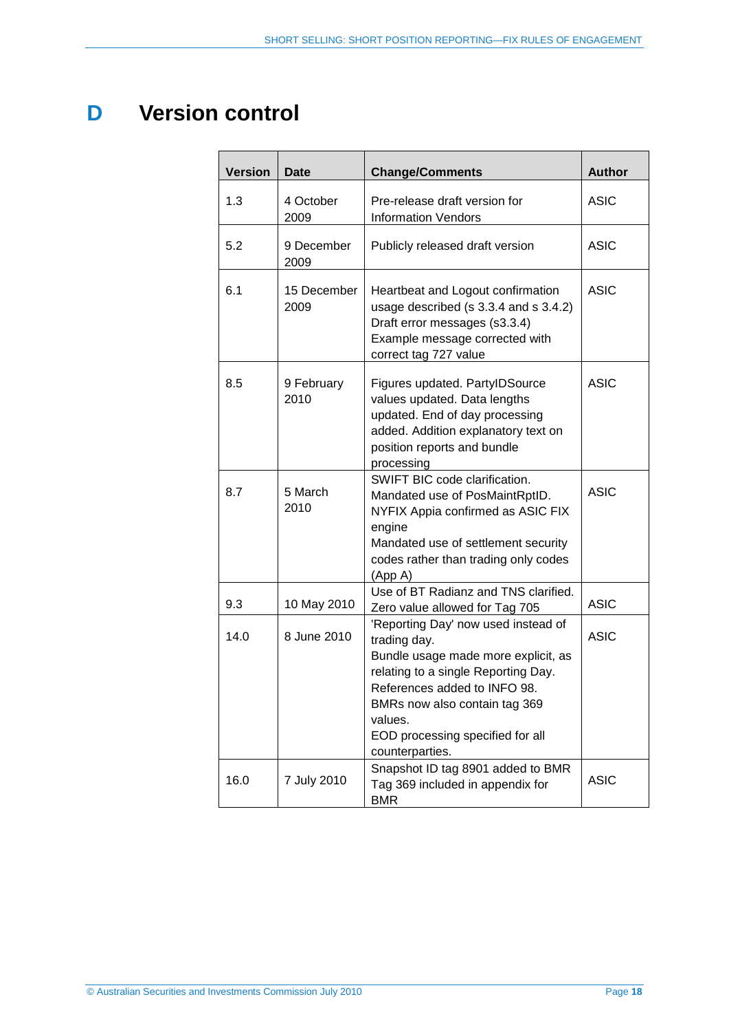# D Version control

| Version | Date | Change/Comments | Author |
|---|---|---|---|
| 1.3 | 4 October 2009 | Pre-release draft version for Information Vendors | ASIC |
| 5.2 | 9 December 2009 | Publicly released draft version | ASIC |
| 6.1 | 15 December 2009 | Heartbeat and Logout confirmation usage described (s 3.3.4 and s 3.4.2) Draft error messages (s3.3.4) Example message corrected with correct tag 727 value | ASIC |
| 8.5 | 9 February 2010 | Figures updated. PartyIDSource values updated. Data lengths updated. End of day processing added. Addition explanatory text on position reports and bundle processing | ASIC |
| 8.7 | 5 March 2010 | SWIFT BIC code clarification. Mandated use of PosMaintRptID. NYFIX Appia confirmed as ASIC FIX engine Mandated use of settlement security codes rather than trading only codes (App A) | ASIC |
| 9.3 | 10 May 2010 | Use of BT Radianz and TNS clarified. Zero value allowed for Tag 705 | ASIC |
| 14.0 | 8 June 2010 | 'Reporting Day' now used instead of trading day. Bundle usage made more explicit, as relating to a single Reporting Day. References added to INFO 98. BMRs now also contain tag 369 values. EOD processing specified for all counterparties. | ASIC |
| 16.0 | 7 July 2010 | Snapshot ID tag 8901 added to BMR Tag 369 included in appendix for BMR | ASIC |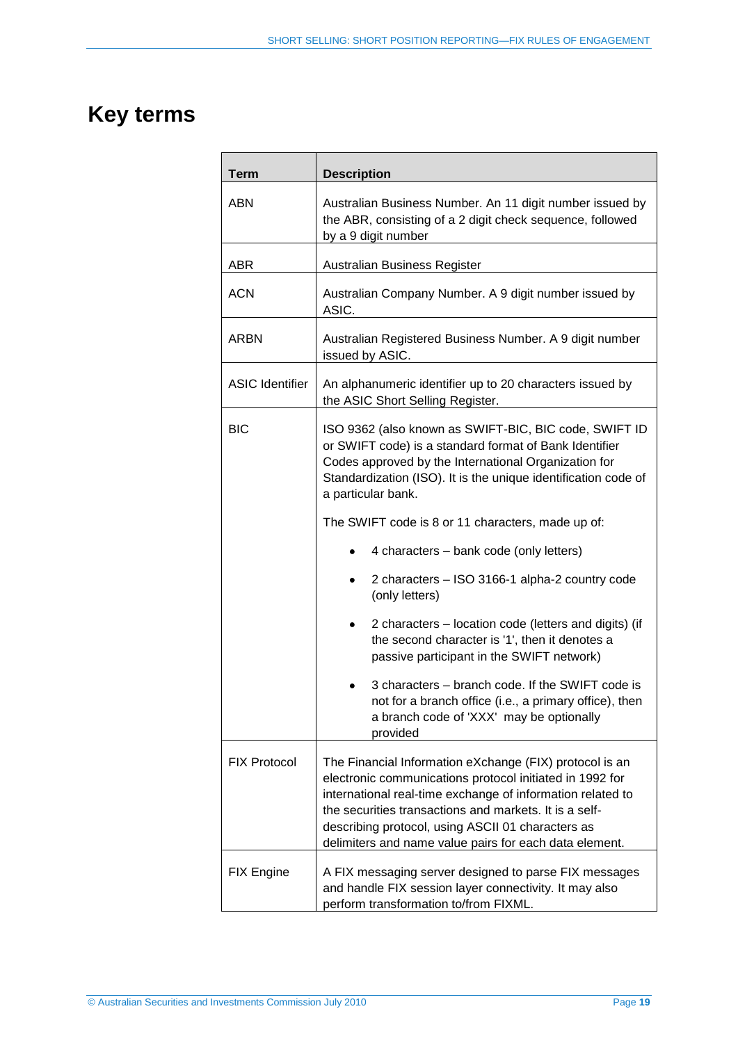# Key terms

| Term | Description |
|---|---|
| ABN | Australian Business Number. An 11 digit number issued by the ABR, consisting of a 2 digit check sequence, followed by a 9 digit number |
| ABR | Australian Business Register |
| ACN | Australian Company Number. A 9 digit number issued by ASIC. |
| ARBN | Australian Registered Business Number. A 9 digit number issued by ASIC. |
| ASIC Identifier | An alphanumeric identifier up to 20 characters issued by the ASIC Short Selling Register. |
| BIC | ISO 9362 (also known as SWIFT-BIC, BIC code, SWIFT ID or SWIFT code) is a standard format of Bank Identifier Codes approved by the International Organization for Standardization (ISO). It is the unique identification code of a particular bank.<br><br>The SWIFT code is 8 or 11 characters, made up of:<br><br>• 4 characters – bank code (only letters)<br>• 2 characters – ISO 3166-1 alpha-2 country code (only letters)<br>• 2 characters – location code (letters and digits) (if the second character is '1', then it denotes a passive participant in the SWIFT network)<br>• 3 characters – branch code. If the SWIFT code is not for a branch office (i.e., a primary office), then a branch code of 'XXX' may be optionally provided |
| FIX Protocol | The Financial Information eXchange (FIX) protocol is an electronic communications protocol initiated in 1992 for international real-time exchange of information related to the securities transactions and markets. It is a self-describing protocol, using ASCII 01 characters as delimiters and name value pairs for each data element. |
| FIX Engine | A FIX messaging server designed to parse FIX messages and handle FIX session layer connectivity. It may also perform transformation to/from FIXML. |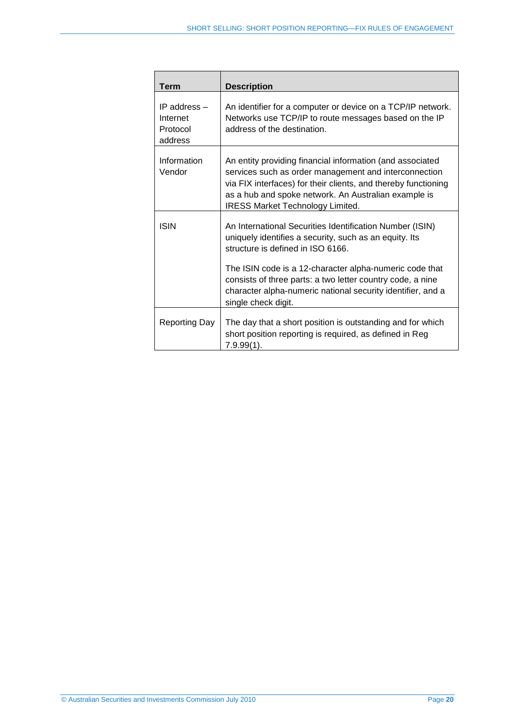| Term | Description |
|---|---|
| IP address – Internet Protocol address | An identifier for a computer or device on a TCP/IP network. Networks use TCP/IP to route messages based on the IP address of the destination. |
| Information Vendor | An entity providing financial information (and associated services such as order management and interconnection via FIX interfaces) for their clients, and thereby functioning as a hub and spoke network. An Australian example is IRESS Market Technology Limited. |
| ISIN | An International Securities Identification Number (ISIN) uniquely identifies a security, such as an equity. Its structure is defined in ISO 6166.<br><br>The ISIN code is a 12-character alpha-numeric code that consists of three parts: a two letter country code, a nine character alpha-numeric national security identifier, and a single check digit. |
| Reporting Day | The day that a short position is outstanding and for which short position reporting is required, as defined in Reg 7.9.99(1). |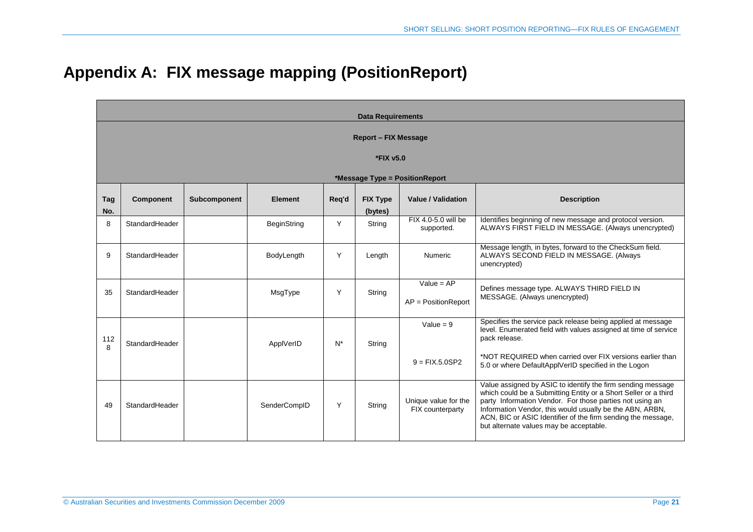# Appendix A: FIX message mapping (PositionReport)

| Data Requirements<br><br>Report – FIX Message<br><br>*FIX v5.0<br><br>*Message Type = PositionReport | | | | | | | |
|---|---|---|---|---|---|---|---|
| **Tag No.** | **Component** | **Subcomponent** | **Element** | **Req'd** | **FIX Type (bytes)** | **Value / Validation** | **Description** |
| 8 | StandardHeader | | BeginString | Y | String | FIX 4.0-5.0 will be supported. | Identifies beginning of new message and protocol version. ALWAYS FIRST FIELD IN MESSAGE. (Always unencrypted) |
| 9 | StandardHeader | | BodyLength | Y | Length | Numeric | Message length, in bytes, forward to the CheckSum field. ALWAYS SECOND FIELD IN MESSAGE. (Always unencrypted) |
| 35 | StandardHeader | | MsgType | Y | String | Value = AP<br><br>AP = PositionReport | Defines message type. ALWAYS THIRD FIELD IN MESSAGE. (Always unencrypted) |
| 1128 | StandardHeader | | ApplVerID | N* | String | Value = 9<br><br>9 = FIX.5.0SP2 | Specifies the service pack release being applied at message level. Enumerated field with values assigned at time of service pack release.<br><br>*NOT REQUIRED when carried over FIX versions earlier than 5.0 or where DefaultApplVerID specified in the Logon |
| 49 | StandardHeader | | SenderCompID | Y | String | Unique value for the FIX counterparty | Value assigned by ASIC to identify the firm sending message which could be a Submitting Entity or a Short Seller or a third party Information Vendor. For those parties not using an Information Vendor, this would usually be the ABN, ARBN, ACN, BIC or ASIC Identifier of the firm sending the message, but alternate values may be acceptable. |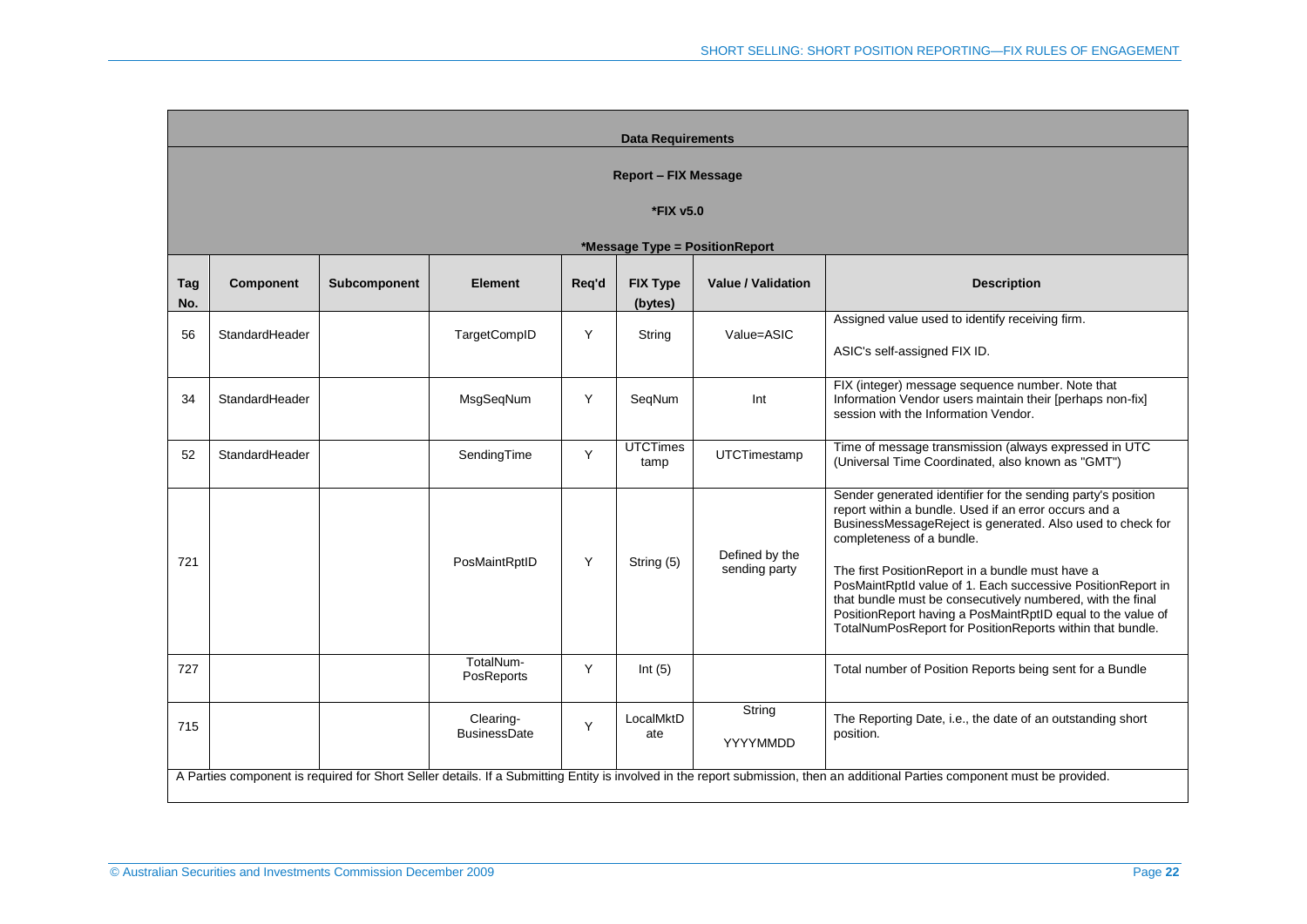| Data Requirements | | | | | | | |
|---|---|---|---|---|---|---|---|
| **Report – FIX Message** | | | | | | | |
| ***FIX v5.0** | | | | | | | |
| ***Message Type = PositionReport** | | | | | | | |
| **Tag No.** | **Component** | **Subcomponent** | **Element** | **Req'd** | **FIX Type (bytes)** | **Value / Validation** | **Description** |
| 56 | StandardHeader | | TargetCompID | Y | String | Value=ASIC | Assigned value used to identify receiving firm.<br><br>ASIC's self-assigned FIX ID. |
| 34 | StandardHeader | | MsgSeqNum | Y | SeqNum | Int | FIX (integer) message sequence number. Note that Information Vendor users maintain their [perhaps non-fix] session with the Information Vendor. |
| 52 | StandardHeader | | SendingTime | Y | UTCTimestamp | UTCTimestamp | Time of message transmission (always expressed in UTC (Universal Time Coordinated, also known as "GMT") |
| 721 | | | PosMaintRptID | Y | String (5) | Defined by the sending party | Sender generated identifier for the sending party's position report within a bundle. Used if an error occurs and a BusinessMessageReject is generated. Also used to check for completeness of a bundle.<br><br>The first PositionReport in a bundle must have a PosMaintRptId value of 1. Each successive PositionReport in that bundle must be consecutively numbered, with the final PositionReport having a PosMaintRptID equal to the value of TotalNumPosReport for PositionReports within that bundle. |
| 727 | | | TotalNum-PosReports | Y | Int (5) | | Total number of Position Reports being sent for a Bundle |
| 715 | | | Clearing-BusinessDate | Y | LocalMktDate | String<br><br>YYYYMMDD | The Reporting Date, i.e., the date of an outstanding short position. |
| A Parties component is required for Short Seller details. If a Submitting Entity is involved in the report submission, then an additional Parties component must be provided. | | | | | | | |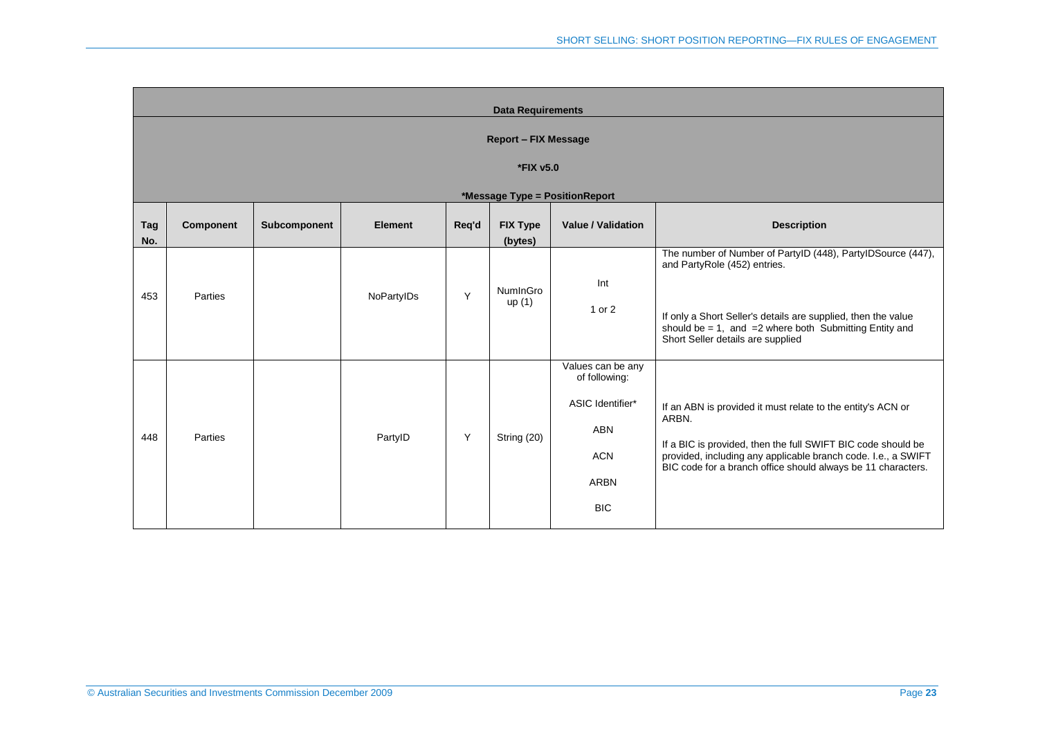| Data Requirements | | | | | | | |
|---|---|---|---|---|---|---|---|
| **Report – FIX Message** | | | | | | | |
| ***FIX v5.0** | | | | | | | |
| ***Message Type = PositionReport** | | | | | | | |
| **Tag No.** | **Component** | **Subcomponent** | **Element** | **Req'd** | **FIX Type (bytes)** | **Value / Validation** | **Description** |
| 453 | Parties | | NoPartyIDs | Y | NumInGroup (1) | Int<br><br>1 or 2 | The number of Number of PartyID (448), PartyIDSource (447), and PartyRole (452) entries.<br><br>If only a Short Seller's details are supplied, then the value should be = 1, and =2 where both Submitting Entity and Short Seller details are supplied |
| 448 | Parties | | PartyID | Y | String (20) | Values can be any of following:<br><br>ASIC Identifier*<br><br>ABN<br><br>ACN<br><br>ARBN<br><br>BIC | If an ABN is provided it must relate to the entity's ACN or ARBN.<br><br>If a BIC is provided, then the full SWIFT BIC code should be provided, including any applicable branch code. I.e., a SWIFT BIC code for a branch office should always be 11 characters. |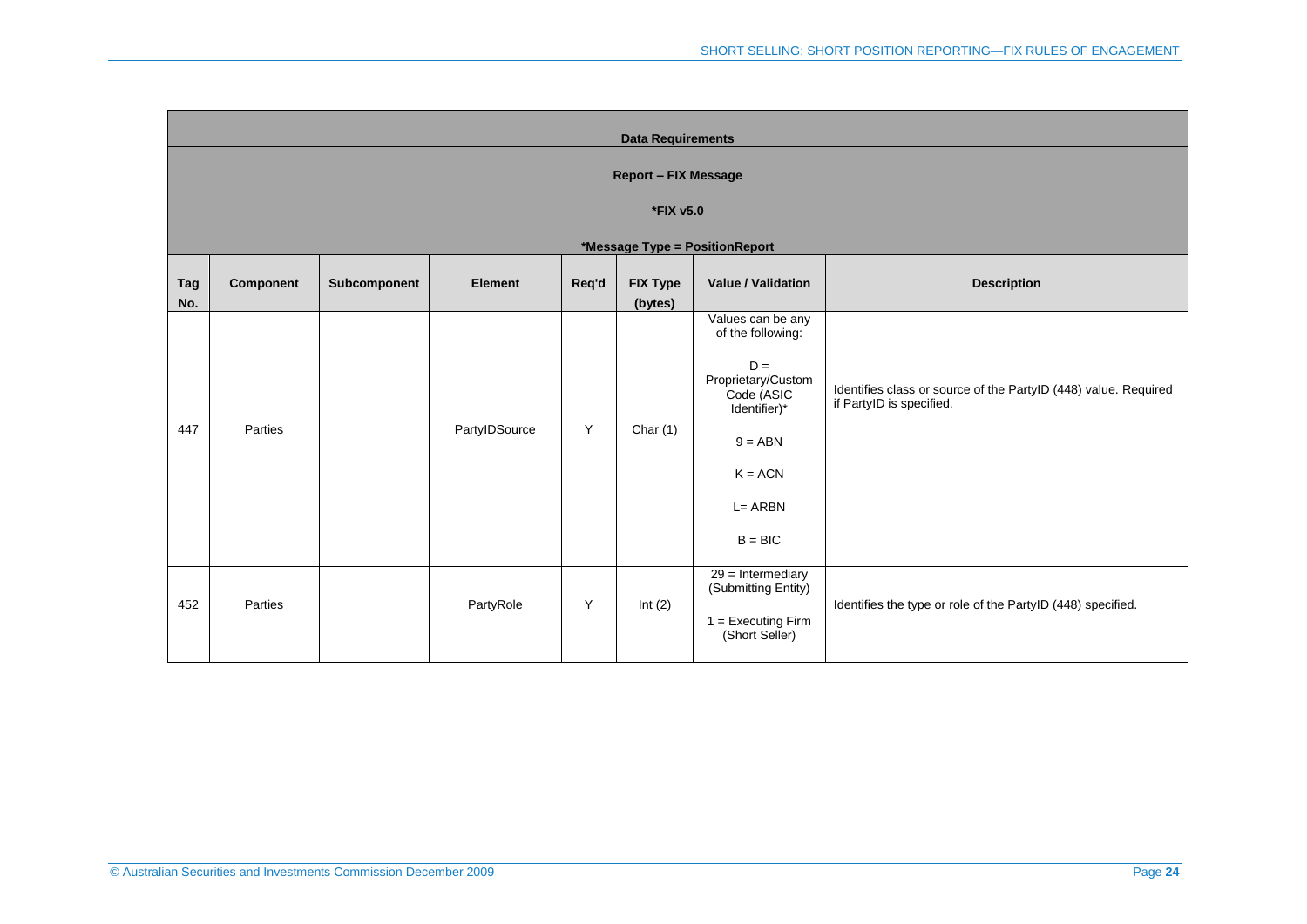| Data Requirements | | | | | | | |
|---|---|---|---|---|---|---|---|
| Report – FIX Message | | | | | | | |
| *FIX v5.0 | | | | | | | |
| *Message Type = PositionReport | | | | | | | |
| **Tag No.** | **Component** | **Subcomponent** | **Element** | **Req'd** | **FIX Type (bytes)** | **Value / Validation** | **Description** |
| 447 | Parties | | PartyIDSource | Y | Char (1) | Values can be any of the following:<br><br>D = Proprietary/Custom Code (ASIC Identifier)*<br><br>9 = ABN<br><br>K = ACN<br><br>L= ARBN<br><br>B = BIC | Identifies class or source of the PartyID (448) value. Required if PartyID is specified. |
| 452 | Parties | | PartyRole | Y | Int (2) | 29 = Intermediary (Submitting Entity)<br><br>1 = Executing Firm (Short Seller) | Identifies the type or role of the PartyID (448) specified. |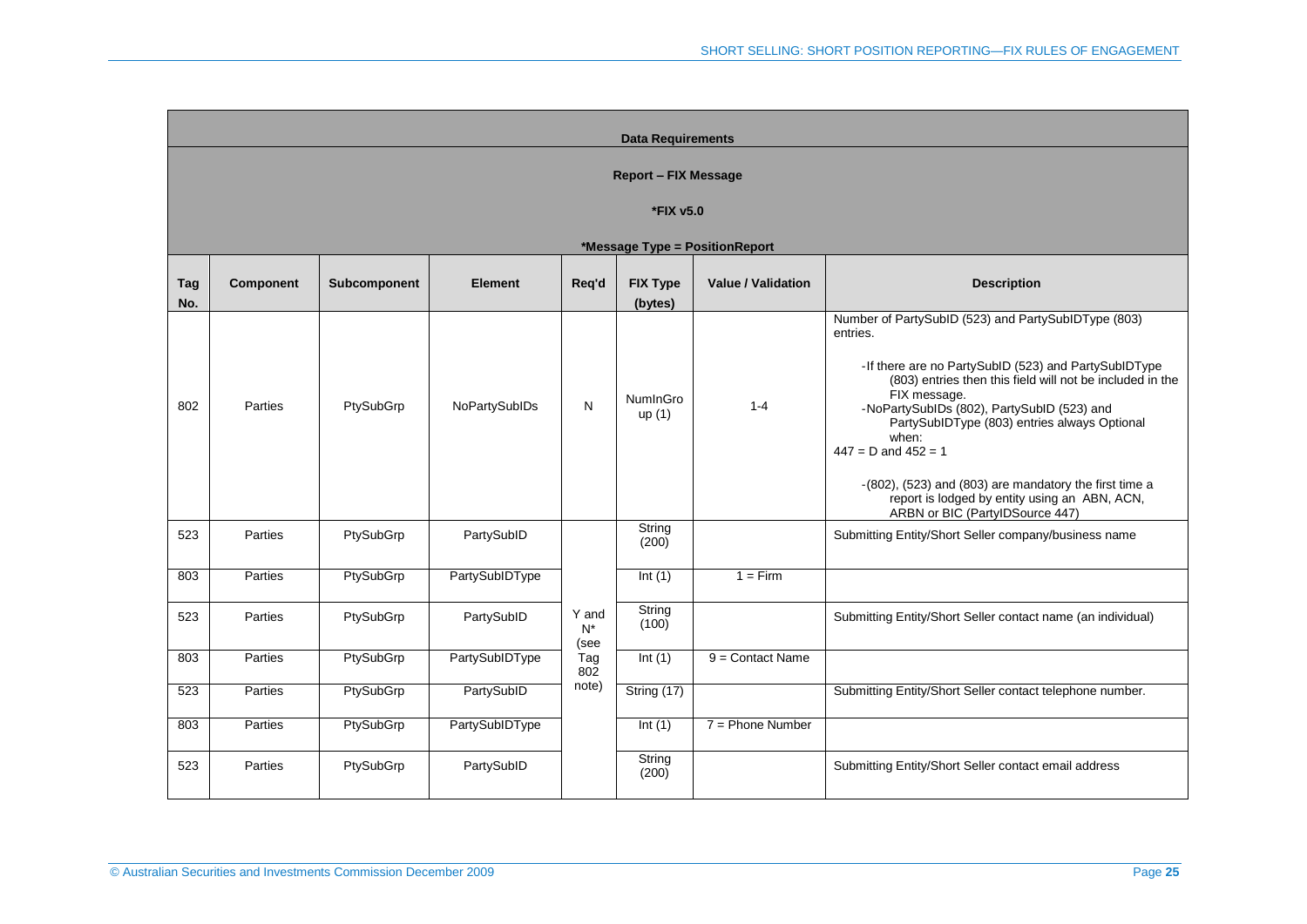| Data Requirements | | | | | | | |
|---|---|---|---|---|---|---|---|
| Report – FIX Message | | | | | | | |
| *FIX v5.0 | | | | | | | |
| *Message Type = PositionReport | | | | | | | |
| **Tag No.** | **Component** | **Subcomponent** | **Element** | **Req'd** | **FIX Type (bytes)** | **Value / Validation** | **Description** |
| 802 | Parties | PtySubGrp | NoPartySubIDs | N | NumInGroup (1) | 1-4 | Number of PartySubID (523) and PartySubIDType (803) entries.<br><br>-If there are no PartySubID (523) and PartySubIDType (803) entries then this field will not be included in the FIX message.<br>-NoPartySubIDs (802), PartySubID (523) and PartySubIDType (803) entries always Optional when:<br>447 = D and 452 = 1<br><br>-(802), (523) and (803) are mandatory the first time a report is lodged by entity using an ABN, ACN, ARBN or BIC (PartyIDSource 447) |
| 523 | Parties | PtySubGrp | PartySubID | Y and N* (see Tag 802 note) | String (200) | | Submitting Entity/Short Seller company/business name |
| 803 | Parties | PtySubGrp | PartySubIDType | | Int (1) | 1 = Firm | |
| 523 | Parties | PtySubGrp | PartySubID | | String (100) | | Submitting Entity/Short Seller contact name (an individual) |
| 803 | Parties | PtySubGrp | PartySubIDType | | Int (1) | 9 = Contact Name | |
| 523 | Parties | PtySubGrp | PartySubID | | String (17) | | Submitting Entity/Short Seller contact telephone number. |
| 803 | Parties | PtySubGrp | PartySubIDType | | Int (1) | 7 = Phone Number | |
| 523 | Parties | PtySubGrp | PartySubID | | String (200) | | Submitting Entity/Short Seller contact email address |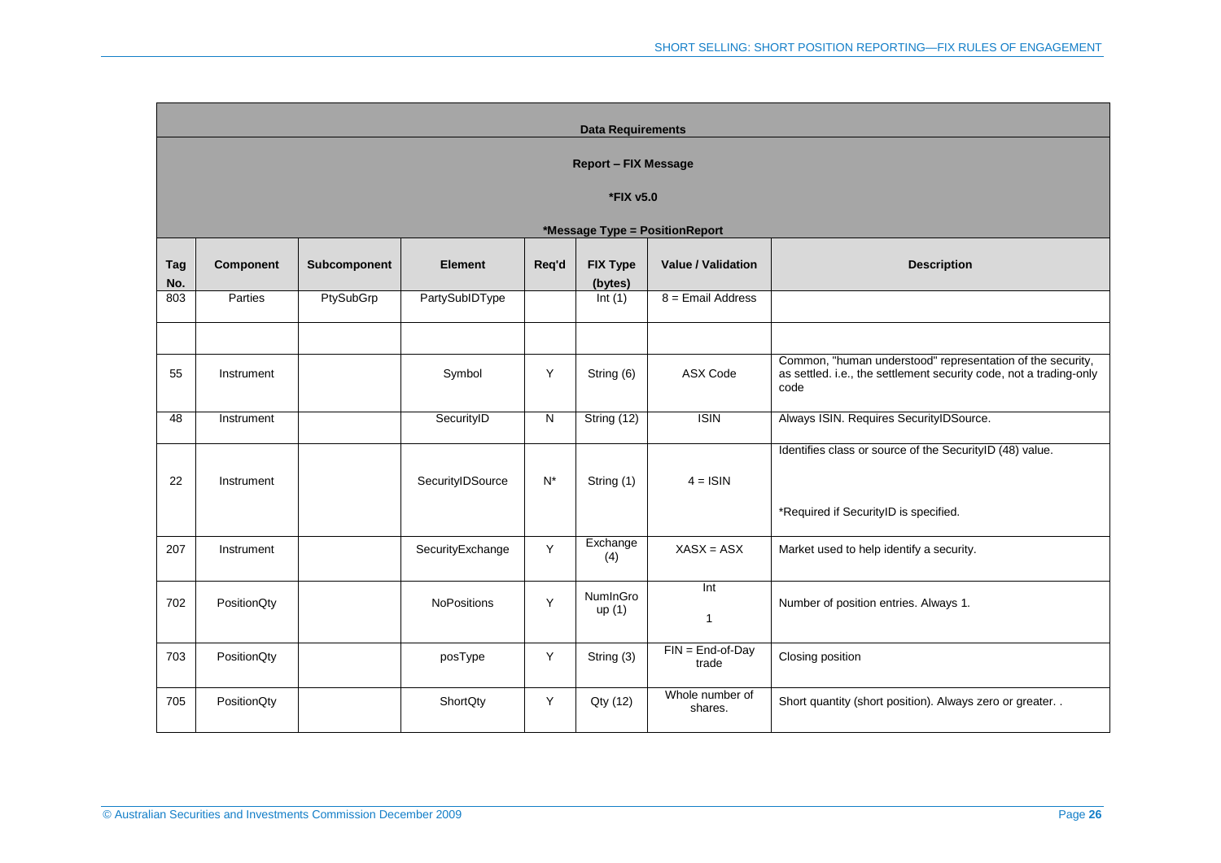| Data Requirements | | | | | | | |
|---|---|---|---|---|---|---|---|
| **Report – FIX Message** | | | | | | | |
| ***FIX v5.0** | | | | | | | |
| ***Message Type = PositionReport** | | | | | | | |
| **Tag No.** | **Component** | **Subcomponent** | **Element** | **Req'd** | **FIX Type (bytes)** | **Value / Validation** | **Description** |
| 803 | Parties | PtySubGrp | PartySubIDType | | Int (1) | 8 = Email Address | |
| | | | | | | | |
| 55 | Instrument | | Symbol | Y | String (6) | ASX Code | Common, "human understood" representation of the security, as settled. i.e., the settlement security code, not a trading-only code |
| 48 | Instrument | | SecurityID | N | String (12) | ISIN | Always ISIN. Requires SecurityIDSource. |
| 22 | Instrument | | SecurityIDSource | N* | String (1) | 4 = ISIN | Identifies class or source of the SecurityID (48) value.<br><br>*Required if SecurityID is specified. |
| 207 | Instrument | | SecurityExchange | Y | Exchange (4) | XASX = ASX | Market used to help identify a security. |
| 702 | PositionQty | | NoPositions | Y | NumInGroup (1) | Int<br><br>1 | Number of position entries. Always 1. |
| 703 | PositionQty | | posType | Y | String (3) | FIN = End-of-Day trade | Closing position |
| 705 | PositionQty | | ShortQty | Y | Qty (12) | Whole number of shares. | Short quantity (short position). Always zero or greater. . |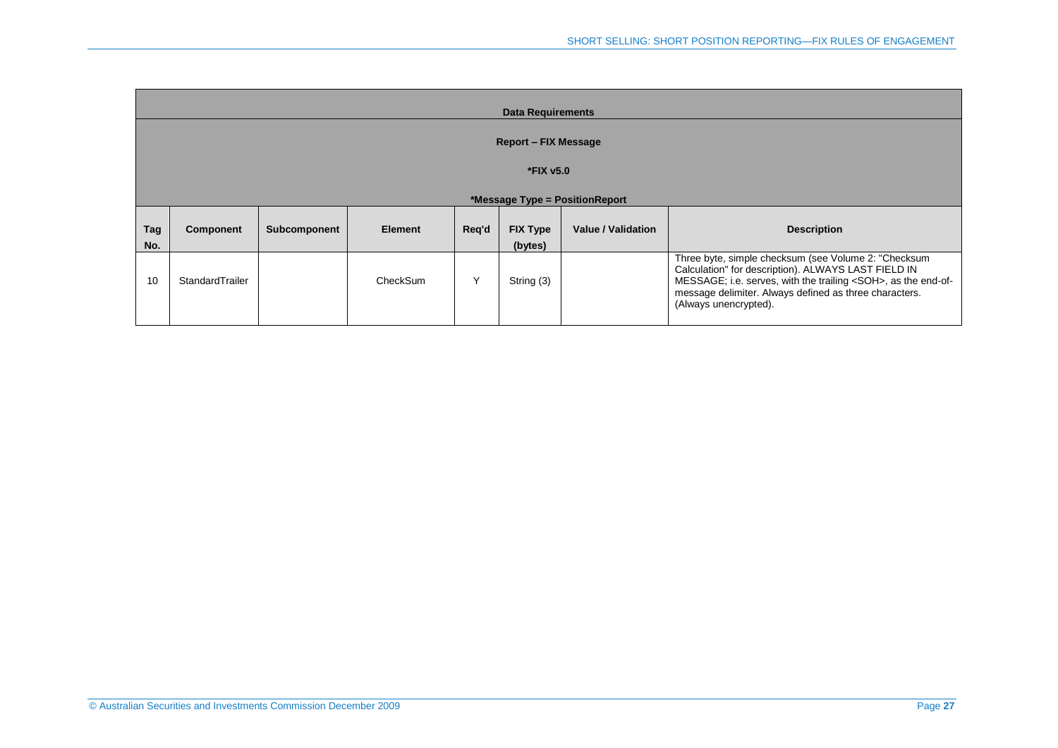| Data Requirements | | | | | | | |
|---|---|---|---|---|---|---|---|
| **Report – FIX Message**<br>**\*FIX v5.0**<br>**\*Message Type = PositionReport** | | | | | | | |
| **Tag No.** | **Component** | **Subcomponent** | **Element** | **Req'd** | **FIX Type (bytes)** | **Value / Validation** | **Description** |
| 10 | StandardTrailer | | CheckSum | Y | String (3) | | Three byte, simple checksum (see Volume 2: "Checksum Calculation" for description). ALWAYS LAST FIELD IN MESSAGE; i.e. serves, with the trailing <SOH>, as the end-of-message delimiter. Always defined as three characters. (Always unencrypted). |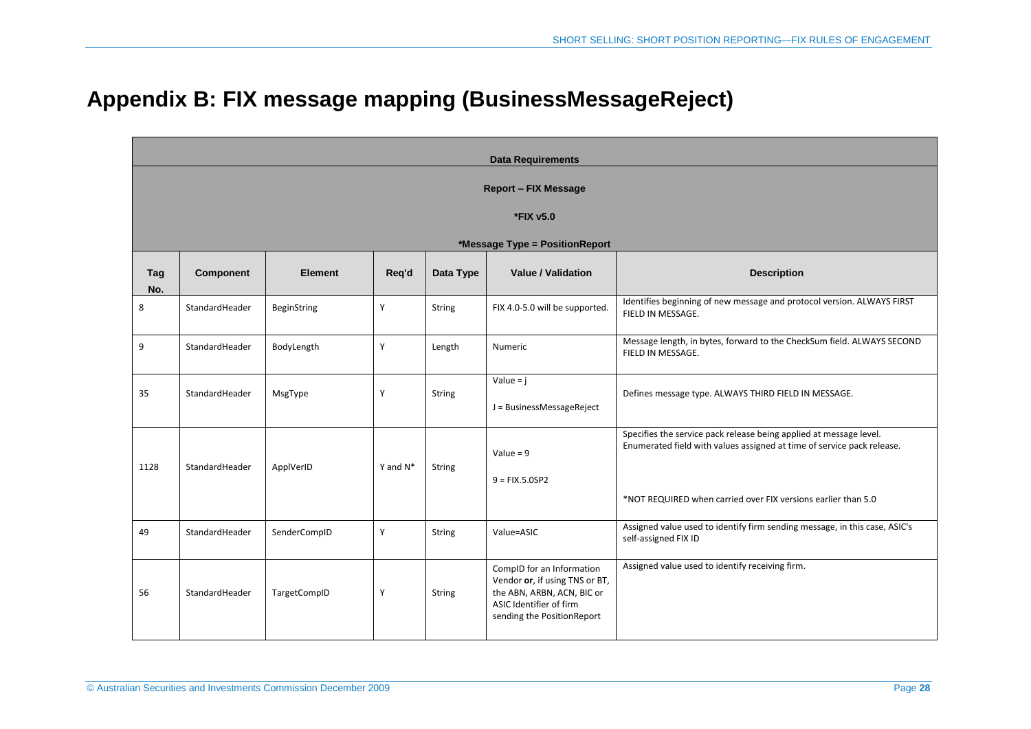# Appendix B: FIX message mapping (BusinessMessageReject)

| Data Requirements | | | | | | |
|---|---|---|---|---|---|---|
| Report – FIX Message | | | | | | |
| *FIX v5.0 | | | | | | |
| *Message Type = PositionReport | | | | | | |
| **Tag No.** | **Component** | **Element** | **Req'd** | **Data Type** | **Value / Validation** | **Description** |
| 8 | StandardHeader | BeginString | Y | String | FIX 4.0-5.0 will be supported. | Identifies beginning of new message and protocol version. ALWAYS FIRST FIELD IN MESSAGE. |
| 9 | StandardHeader | BodyLength | Y | Length | Numeric | Message length, in bytes, forward to the CheckSum field. ALWAYS SECOND FIELD IN MESSAGE. |
| 35 | StandardHeader | MsgType | Y | String | Value = j<br><br>J = BusinessMessageReject | Defines message type. ALWAYS THIRD FIELD IN MESSAGE. |
| 1128 | StandardHeader | ApplVerID | Y and N* | String | Value = 9<br><br>9 = FIX.5.0SP2 | Specifies the service pack release being applied at message level. Enumerated field with values assigned at time of service pack release.<br><br>*NOT REQUIRED when carried over FIX versions earlier than 5.0 |
| 49 | StandardHeader | SenderCompID | Y | String | Value=ASIC | Assigned value used to identify firm sending message, in this case, ASIC's self-assigned FIX ID |
| 56 | StandardHeader | TargetCompID | Y | String | CompID for an Information Vendor **or**, if using TNS or BT, the ABN, ARBN, ACN, BIC or ASIC Identifier of firm sending the PositionReport | Assigned value used to identify receiving firm. |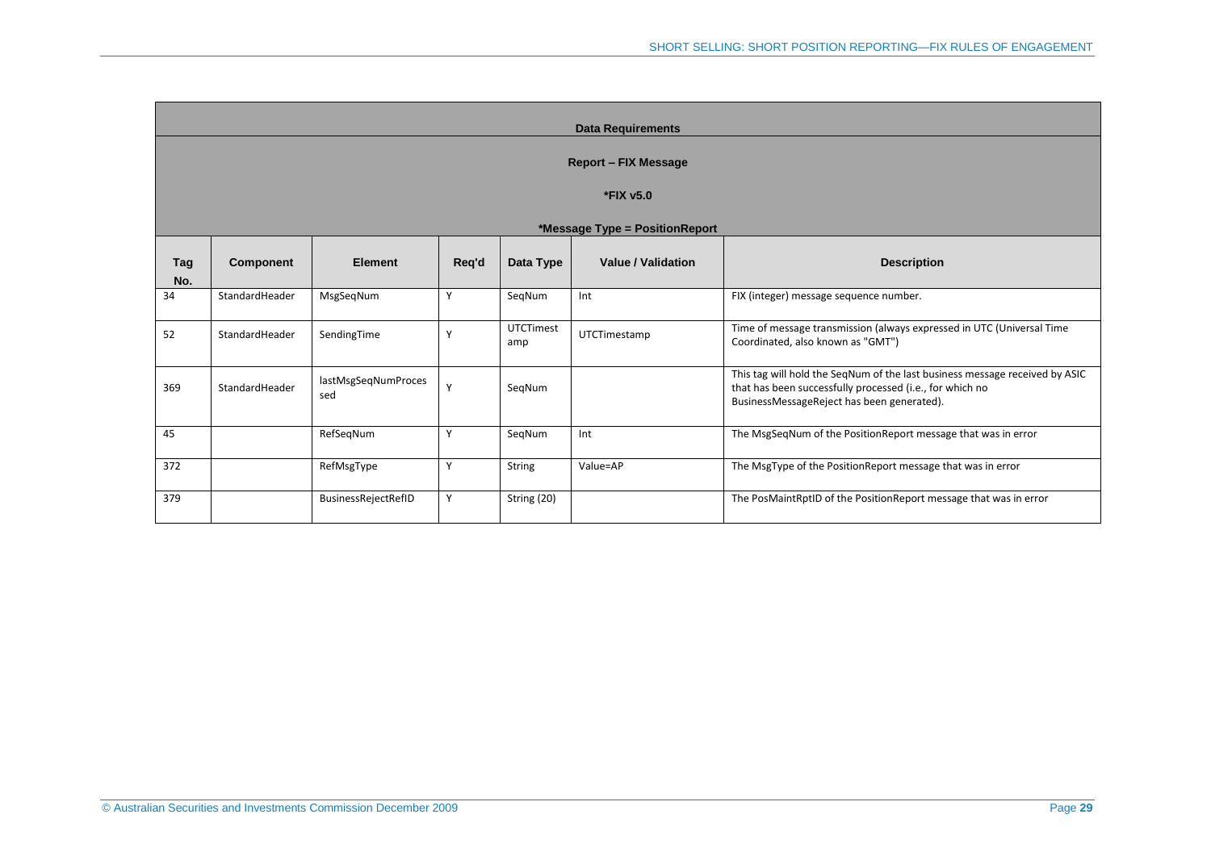| Data Requirements | | | | | | |
|---|---|---|---|---|---|---|
| **Report – FIX Message** | | | | | | |
| ***FIX v5.0** | | | | | | |
| ***Message Type = PositionReport** | | | | | | |
| **Tag No.** | **Component** | **Element** | **Req'd** | **Data Type** | **Value / Validation** | **Description** |
| 34 | StandardHeader | MsgSeqNum | Y | SeqNum | Int | FIX (integer) message sequence number. |
| 52 | StandardHeader | SendingTime | Y | UTCTimestamp | UTCTimestamp | Time of message transmission (always expressed in UTC (Universal Time Coordinated, also known as "GMT") |
| 369 | StandardHeader | lastMsgSeqNumProcessed | Y | SeqNum | | This tag will hold the SeqNum of the last business message received by ASIC that has been successfully processed (i.e., for which no BusinessMessageReject has been generated). |
| 45 | | RefSeqNum | Y | SeqNum | Int | The MsgSeqNum of the PositionReport message that was in error |
| 372 | | RefMsgType | Y | String | Value=AP | The MsgType of the PositionReport message that was in error |
| 379 | | BusinessRejectRefID | Y | String (20) | | The PosMaintRptID of the PositionReport message that was in error |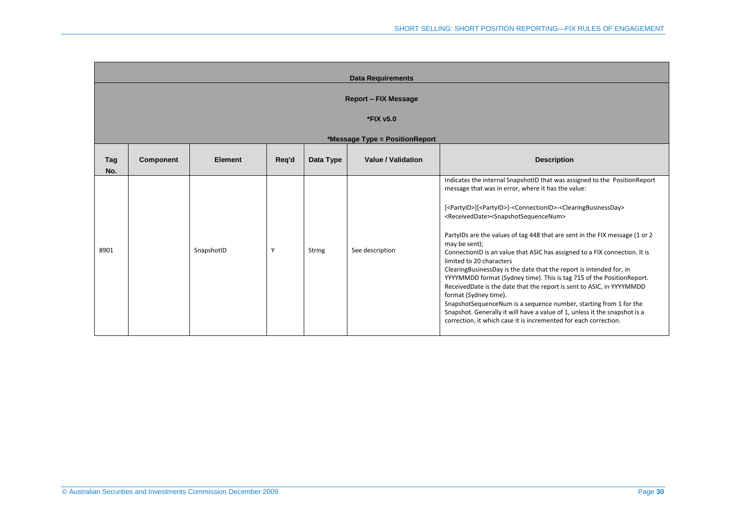| Data Requirements | | | | | | |
|---|---|---|---|---|---|---|
| **Report – FIX Message** | | | | | | |
| ***FIX v5.0** | | | | | | |
| ***Message Type = PositionReport** | | | | | | |
| **Tag No.** | **Component** | **Element** | **Req'd** | **Data Type** | **Value / Validation** | **Description** |
| 8901 | | SnapshotID | Y | String | See description | Indicates the internal SnapshotID that was assigned to the PositionReport message that was in error, where it has the value:<br><br>[<PartyID>][<PartyID>]-<ConnectionID>-<ClearingBusinessDay><ReceivedDate><SnapshotSequenceNum><br><br>PartyIDs are the values of tag 448 that are sent in the FIX message (1 or 2 may be sent);<br>ConnectionID is an value that ASIC has assigned to a FIX connection. It is limited to 20 characters<br>ClearingBusinessDay is the date that the report is intended for, in YYYYMMDD format (Sydney time). This is tag 715 of the PositionReport.<br>ReceivedDate is the date that the report is sent to ASIC, in YYYYMMDD format (Sydney time).<br>SnapshotSequenceNum is a sequence number, starting from 1 for the Snapshot. Generally it will have a value of 1, unless it the snapshot is a correction, it which case it is incremented for each correction. |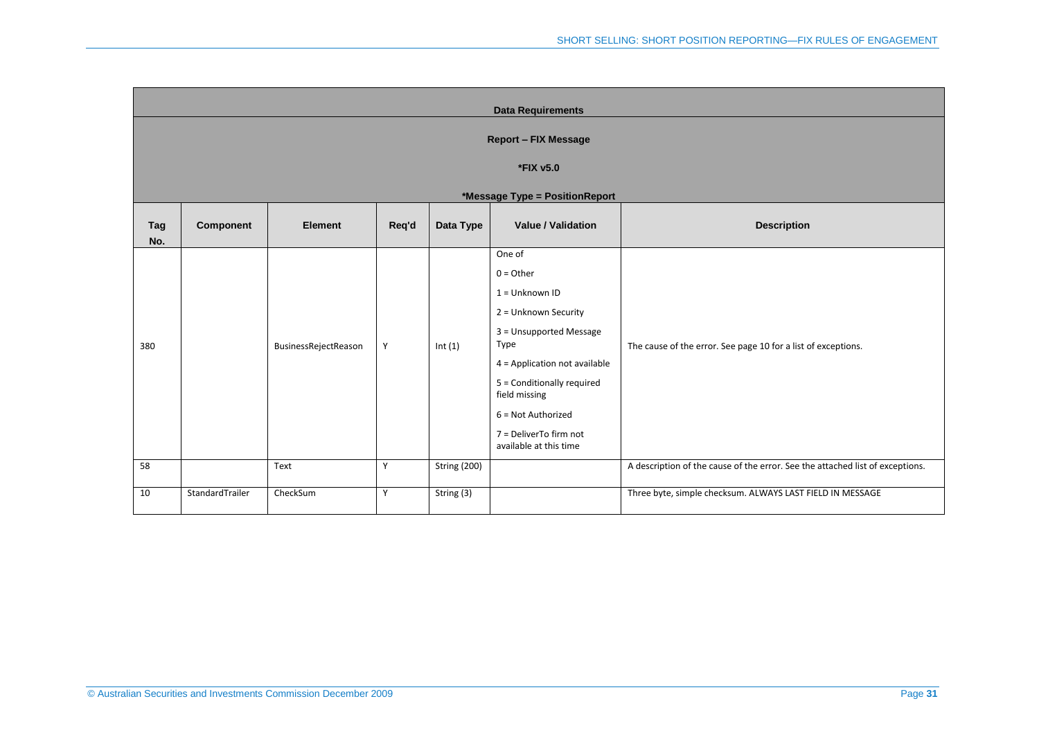| Data Requirements | | | | | | |
|---|---|---|---|---|---|---|
| **Report – FIX Message** | | | | | | |
| ***FIX v5.0** | | | | | | |
| ***Message Type = PositionReport** | | | | | | |
| **Tag No.** | **Component** | **Element** | **Req'd** | **Data Type** | **Value / Validation** | **Description** |
| 380 | | BusinessRejectReason | Y | Int (1) | One of<br>0 = Other<br>1 = Unknown ID<br>2 = Unknown Security<br>3 = Unsupported Message Type<br>4 = Application not available<br>5 = Conditionally required field missing<br>6 = Not Authorized<br>7 = DeliverTo firm not available at this time | The cause of the error. See page 10 for a list of exceptions. |
| 58 | | Text | Y | String (200) | | A description of the cause of the error. See the attached list of exceptions. |
| 10 | StandardTrailer | CheckSum | Y | String (3) | | Three byte, simple checksum. ALWAYS LAST FIELD IN MESSAGE |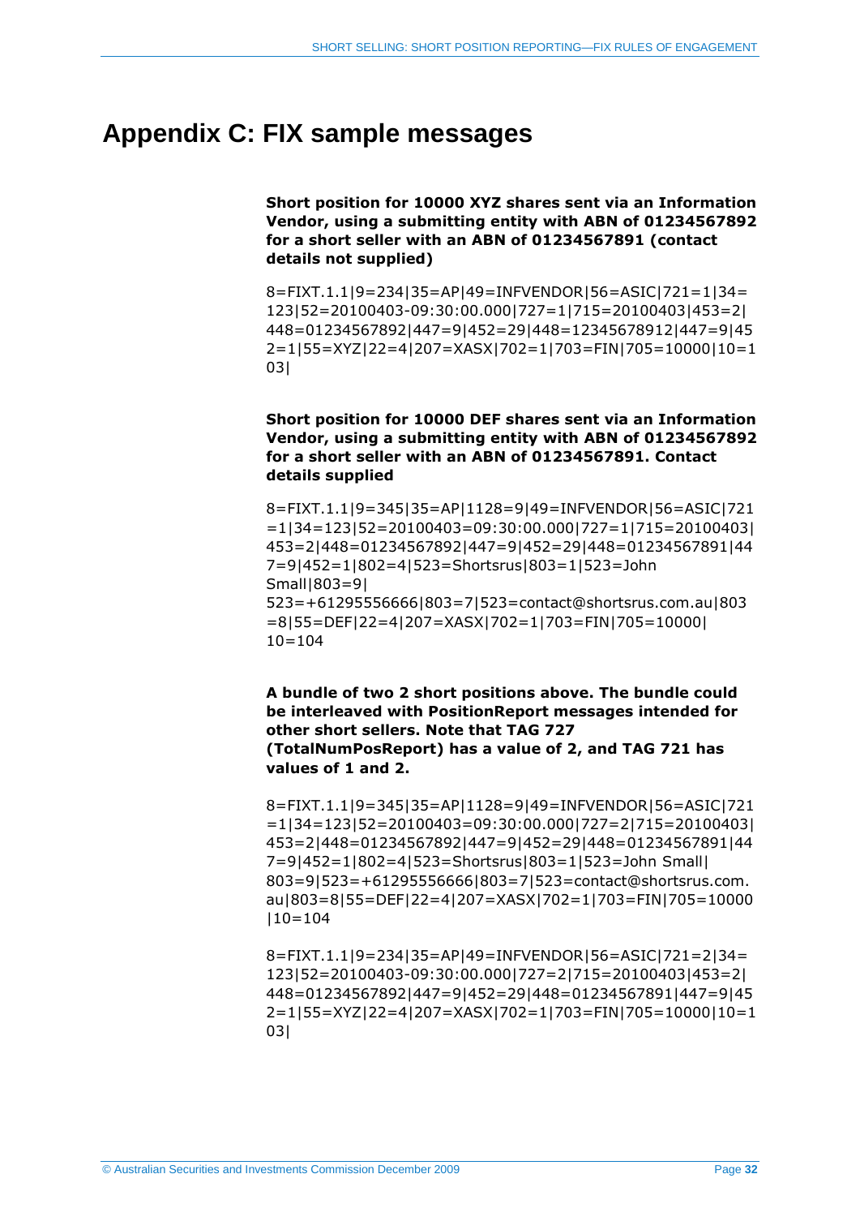# Appendix C: FIX sample messages

**Short position for 10000 XYZ shares sent via an Information Vendor, using a submitting entity with ABN of 01234567892 for a short seller with an ABN of 01234567891 (contact details not supplied)**

```
8=FIXT.1.1|9=234|35=AP|49=INFVENDOR|56=ASIC|721=1|34=
123|52=20100403-09:30:00.000|727=1|715=20100403|453=2|
448=01234567892|447=9|452=29|448=12345678912|447=9|45
2=1|55=XYZ|22=4|207=XASX|702=1|703=FIN|705=10000|10=1
03|
```

**Short position for 10000 DEF shares sent via an Information Vendor, using a submitting entity with ABN of 01234567892 for a short seller with an ABN of 01234567891. Contact details supplied**

```
8=FIXT.1.1|9=345|35=AP|1128=9|49=INFVENDOR|56=ASIC|721
=1|34=123|52=20100403=09:30:00.000|727=1|715=20100403|
453=2|448=01234567892|447=9|452=29|448=01234567891|44
7=9|452=1|802=4|523=Shortsrus|803=1|523=John
Small|803=9|
523=+61295556666|803=7|523=contact@shortsrus.com.au|803
=8|55=DEF|22=4|207=XASX|702=1|703=FIN|705=10000|
10=104
```

**A bundle of two 2 short positions above. The bundle could be interleaved with PositionReport messages intended for other short sellers. Note that TAG 727 (TotalNumPosReport) has a value of 2, and TAG 721 has values of 1 and 2.**

```
8=FIXT.1.1|9=345|35=AP|1128=9|49=INFVENDOR|56=ASIC|721
=1|34=123|52=20100403=09:30:00.000|727=2|715=20100403|
453=2|448=01234567892|447=9|452=29|448=01234567891|44
7=9|452=1|802=4|523=Shortsrus|803=1|523=John Small|
803=9|523=+61295556666|803=7|523=contact@shortsrus.com.
au|803=8|55=DEF|22=4|207=XASX|702=1|703=FIN|705=10000
|10=104
```

```
8=FIXT.1.1|9=234|35=AP|49=INFVENDOR|56=ASIC|721=2|34=
123|52=20100403-09:30:00.000|727=2|715=20100403|453=2|
448=01234567892|447=9|452=29|448=01234567891|447=9|45
2=1|55=XYZ|22=4|207=XASX|702=1|703=FIN|705=10000|10=1
03|
```